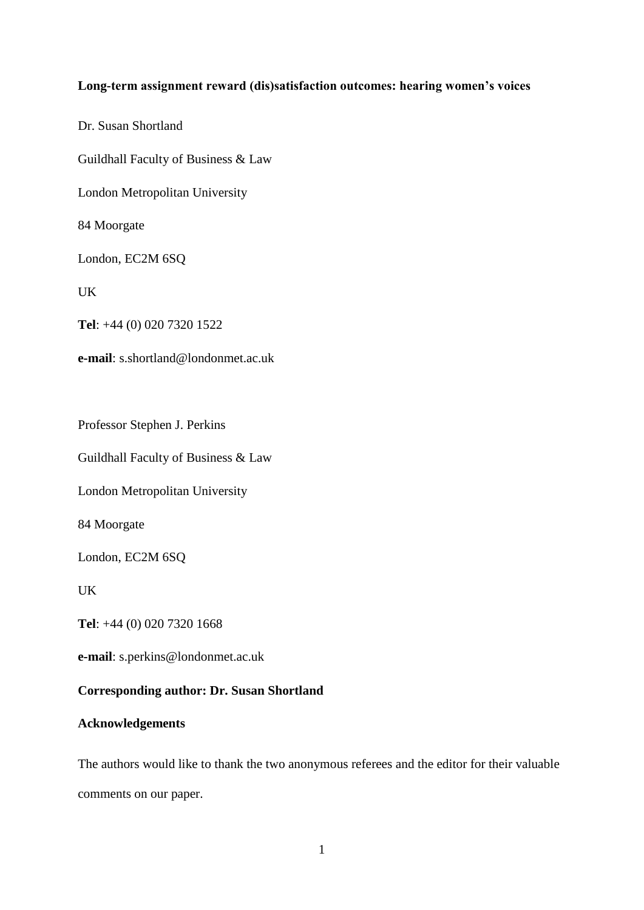# Long-term assignment reward (dis)satisfaction outcomes: hearing women's voices

Dr. Susan Shortland

Guildhall Faculty of Business & Law

London Metropolitan University

84 Moorgate

London, EC2M 6SQ

UK

**Tel**: +44 (0) 020 7320 1522

**e-mail**: s.shortland@londonmet.ac.uk

Professor Stephen J. Perkins

Guildhall Faculty of Business & Law

London Metropolitan University

84 Moorgate

London, EC2M 6SQ

UK

**Tel**: +44 (0) 020 7320 1668

**e-mail**: s.perkins@londonmet.ac.uk

**Corresponding author: Dr. Susan Shortland**

## Acknowledgements

The authors would like to thank the two anonymous referees and the editor for their valuable comments on our paper.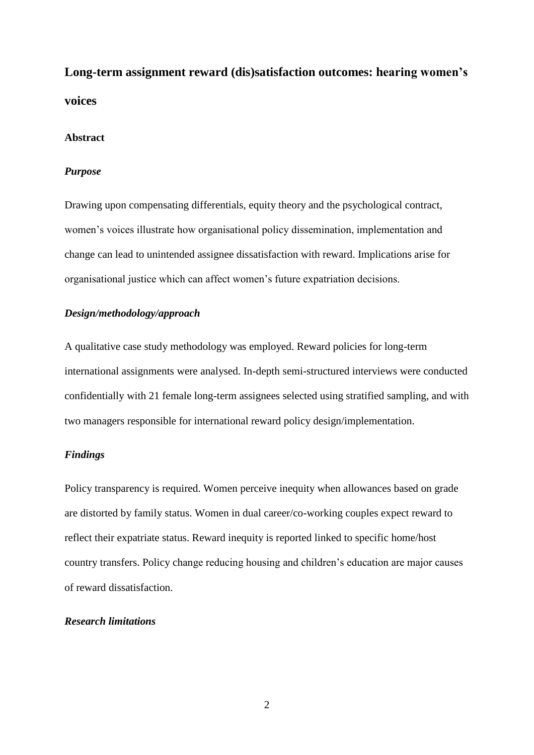# Long-term assignment reward (dis)satisfaction outcomes: hearing women's voices

## Abstract

### *Purpose*

Drawing upon compensating differentials, equity theory and the psychological contract, women's voices illustrate how organisational policy dissemination, implementation and change can lead to unintended assignee dissatisfaction with reward. Implications arise for organisational justice which can affect women's future expatriation decisions.

### *Design/methodology/approach*

A qualitative case study methodology was employed. Reward policies for long-term international assignments were analysed. In-depth semi-structured interviews were conducted confidentially with 21 female long-term assignees selected using stratified sampling, and with two managers responsible for international reward policy design/implementation.

### *Findings*

Policy transparency is required. Women perceive inequity when allowances based on grade are distorted by family status. Women in dual career/co-working couples expect reward to reflect their expatriate status. Reward inequity is reported linked to specific home/host country transfers. Policy change reducing housing and children's education are major causes of reward dissatisfaction.

### *Research limitations*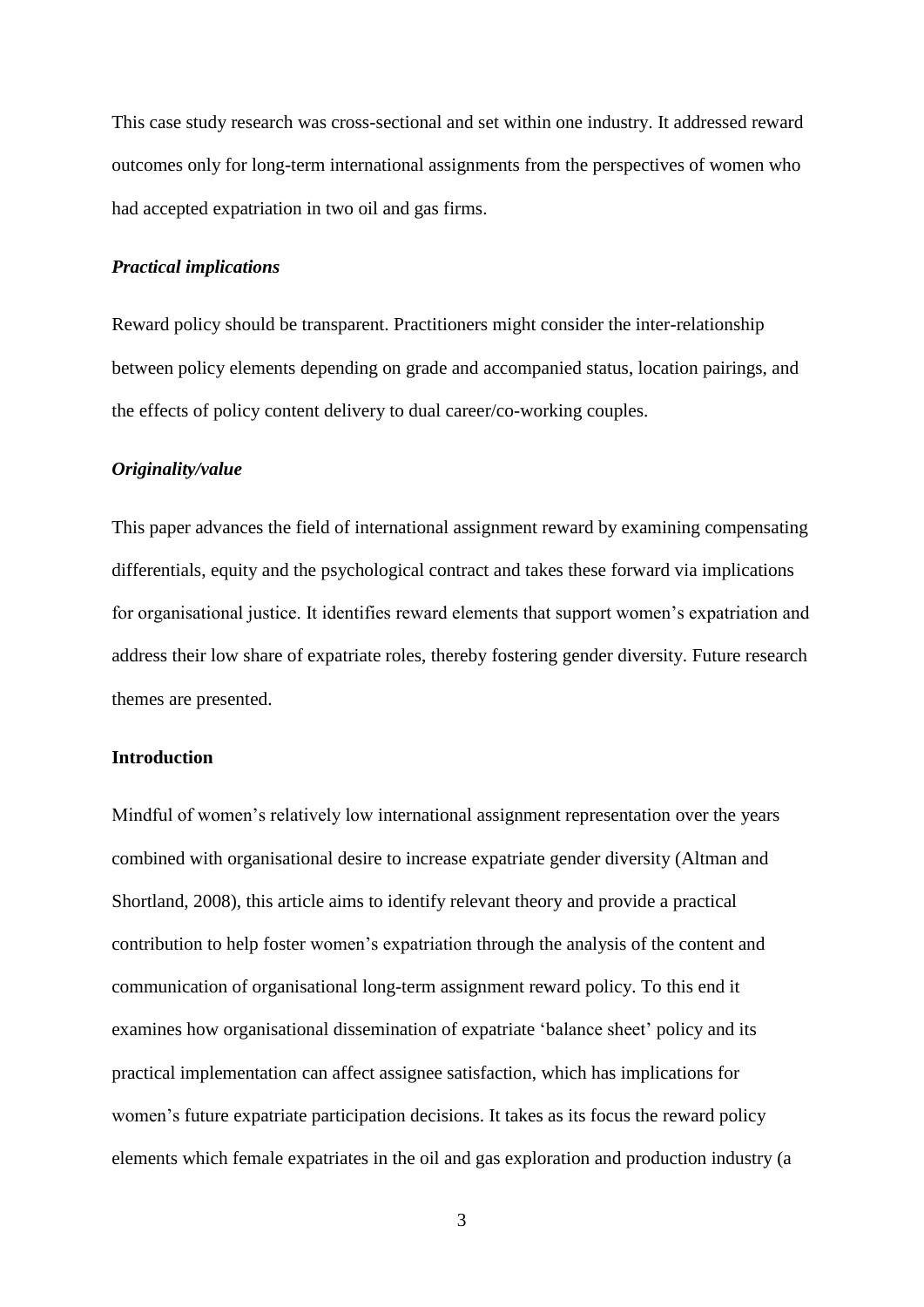This case study research was cross-sectional and set within one industry. It addressed reward outcomes only for long-term international assignments from the perspectives of women who had accepted expatriation in two oil and gas firms.

***Practical implications***

Reward policy should be transparent. Practitioners might consider the inter-relationship between policy elements depending on grade and accompanied status, location pairings, and the effects of policy content delivery to dual career/co-working couples.

***Originality/value***

This paper advances the field of international assignment reward by examining compensating differentials, equity and the psychological contract and takes these forward via implications for organisational justice. It identifies reward elements that support women's expatriation and address their low share of expatriate roles, thereby fostering gender diversity. Future research themes are presented.

**Introduction**

Mindful of women's relatively low international assignment representation over the years combined with organisational desire to increase expatriate gender diversity (Altman and Shortland, 2008), this article aims to identify relevant theory and provide a practical contribution to help foster women's expatriation through the analysis of the content and communication of organisational long-term assignment reward policy. To this end it examines how organisational dissemination of expatriate 'balance sheet' policy and its practical implementation can affect assignee satisfaction, which has implications for women's future expatriate participation decisions. It takes as its focus the reward policy elements which female expatriates in the oil and gas exploration and production industry (a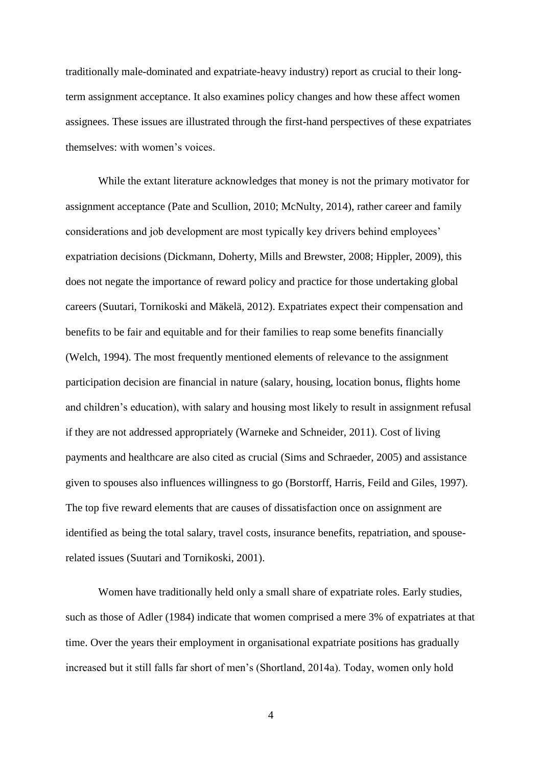traditionally male-dominated and expatriate-heavy industry) report as crucial to their long-term assignment acceptance. It also examines policy changes and how these affect women assignees. These issues are illustrated through the first-hand perspectives of these expatriates themselves: with women's voices.

While the extant literature acknowledges that money is not the primary motivator for assignment acceptance (Pate and Scullion, 2010; McNulty, 2014), rather career and family considerations and job development are most typically key drivers behind employees' expatriation decisions (Dickmann, Doherty, Mills and Brewster, 2008; Hippler, 2009), this does not negate the importance of reward policy and practice for those undertaking global careers (Suutari, Tornikoski and Mäkelä, 2012). Expatriates expect their compensation and benefits to be fair and equitable and for their families to reap some benefits financially (Welch, 1994). The most frequently mentioned elements of relevance to the assignment participation decision are financial in nature (salary, housing, location bonus, flights home and children's education), with salary and housing most likely to result in assignment refusal if they are not addressed appropriately (Warneke and Schneider, 2011). Cost of living payments and healthcare are also cited as crucial (Sims and Schraeder, 2005) and assistance given to spouses also influences willingness to go (Borstorff, Harris, Feild and Giles, 1997). The top five reward elements that are causes of dissatisfaction once on assignment are identified as being the total salary, travel costs, insurance benefits, repatriation, and spouse-related issues (Suutari and Tornikoski, 2001).

Women have traditionally held only a small share of expatriate roles. Early studies, such as those of Adler (1984) indicate that women comprised a mere 3% of expatriates at that time. Over the years their employment in organisational expatriate positions has gradually increased but it still falls far short of men's (Shortland, 2014a). Today, women only hold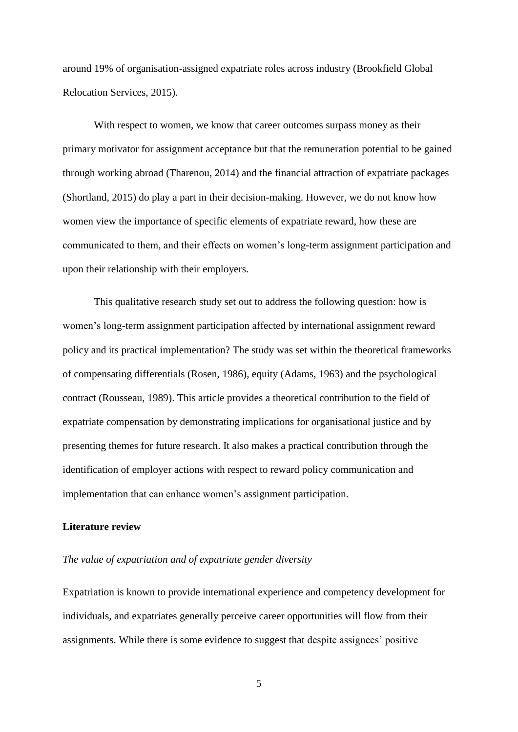around 19% of organisation-assigned expatriate roles across industry (Brookfield Global Relocation Services, 2015).

With respect to women, we know that career outcomes surpass money as their primary motivator for assignment acceptance but that the remuneration potential to be gained through working abroad (Tharenou, 2014) and the financial attraction of expatriate packages (Shortland, 2015) do play a part in their decision-making. However, we do not know how women view the importance of specific elements of expatriate reward, how these are communicated to them, and their effects on women's long-term assignment participation and upon their relationship with their employers.

This qualitative research study set out to address the following question: how is women's long-term assignment participation affected by international assignment reward policy and its practical implementation? The study was set within the theoretical frameworks of compensating differentials (Rosen, 1986), equity (Adams, 1963) and the psychological contract (Rousseau, 1989). This article provides a theoretical contribution to the field of expatriate compensation by demonstrating implications for organisational justice and by presenting themes for future research. It also makes a practical contribution through the identification of employer actions with respect to reward policy communication and implementation that can enhance women's assignment participation.

## Literature review

### *The value of expatriation and of expatriate gender diversity*

Expatriation is known to provide international experience and competency development for individuals, and expatriates generally perceive career opportunities will flow from their assignments. While there is some evidence to suggest that despite assignees' positive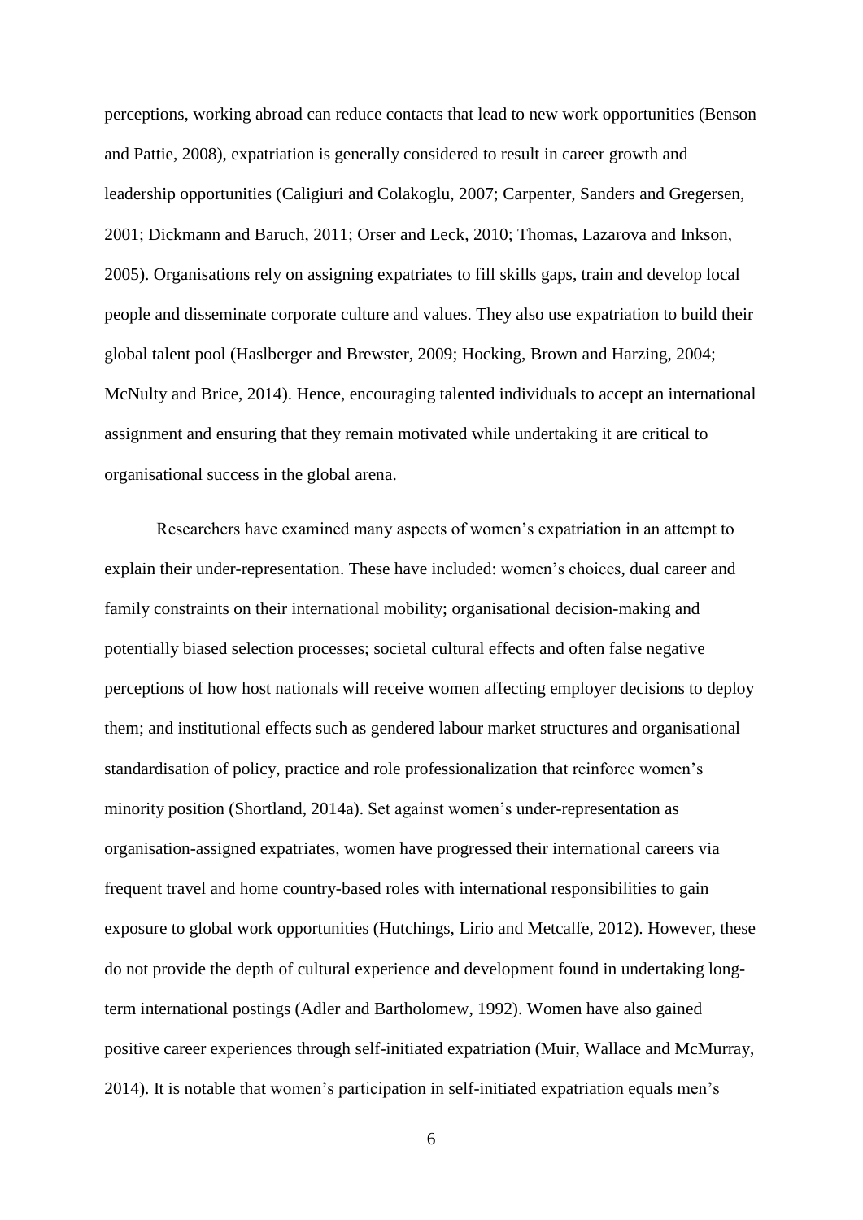perceptions, working abroad can reduce contacts that lead to new work opportunities (Benson and Pattie, 2008), expatriation is generally considered to result in career growth and leadership opportunities (Caligiuri and Colakoglu, 2007; Carpenter, Sanders and Gregersen, 2001; Dickmann and Baruch, 2011; Orser and Leck, 2010; Thomas, Lazarova and Inkson, 2005). Organisations rely on assigning expatriates to fill skills gaps, train and develop local people and disseminate corporate culture and values. They also use expatriation to build their global talent pool (Haslberger and Brewster, 2009; Hocking, Brown and Harzing, 2004; McNulty and Brice, 2014). Hence, encouraging talented individuals to accept an international assignment and ensuring that they remain motivated while undertaking it are critical to organisational success in the global arena.

Researchers have examined many aspects of women's expatriation in an attempt to explain their under-representation. These have included: women's choices, dual career and family constraints on their international mobility; organisational decision-making and potentially biased selection processes; societal cultural effects and often false negative perceptions of how host nationals will receive women affecting employer decisions to deploy them; and institutional effects such as gendered labour market structures and organisational standardisation of policy, practice and role professionalization that reinforce women's minority position (Shortland, 2014a). Set against women's under-representation as organisation-assigned expatriates, women have progressed their international careers via frequent travel and home country-based roles with international responsibilities to gain exposure to global work opportunities (Hutchings, Lirio and Metcalfe, 2012). However, these do not provide the depth of cultural experience and development found in undertaking long-term international postings (Adler and Bartholomew, 1992). Women have also gained positive career experiences through self-initiated expatriation (Muir, Wallace and McMurray, 2014). It is notable that women's participation in self-initiated expatriation equals men's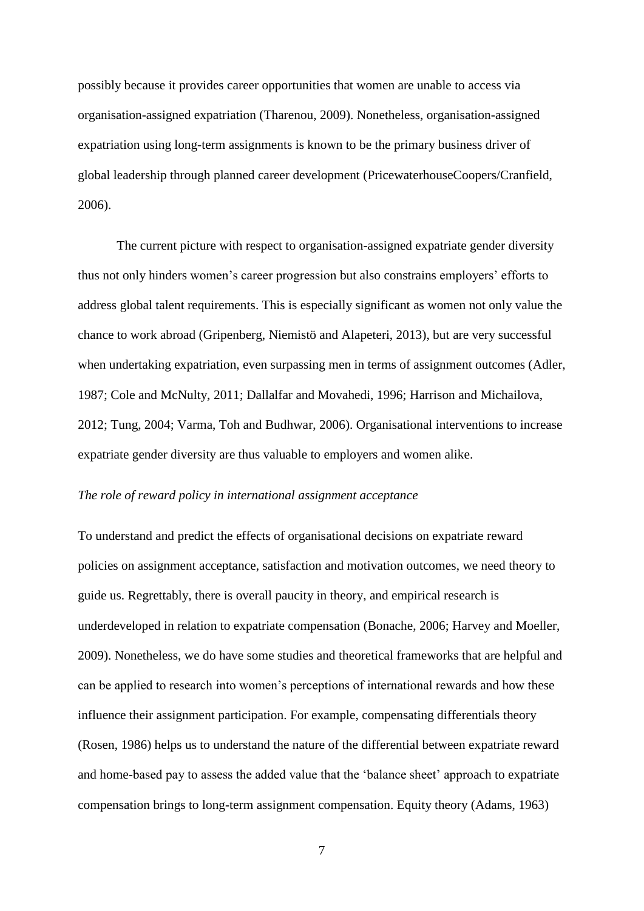possibly because it provides career opportunities that women are unable to access via organisation-assigned expatriation (Tharenou, 2009). Nonetheless, organisation-assigned expatriation using long-term assignments is known to be the primary business driver of global leadership through planned career development (PricewaterhouseCoopers/Cranfield, 2006).

The current picture with respect to organisation-assigned expatriate gender diversity thus not only hinders women's career progression but also constrains employers' efforts to address global talent requirements. This is especially significant as women not only value the chance to work abroad (Gripenberg, Niemistö and Alapeteri, 2013), but are very successful when undertaking expatriation, even surpassing men in terms of assignment outcomes (Adler, 1987; Cole and McNulty, 2011; Dallalfar and Movahedi, 1996; Harrison and Michailova, 2012; Tung, 2004; Varma, Toh and Budhwar, 2006). Organisational interventions to increase expatriate gender diversity are thus valuable to employers and women alike.

*The role of reward policy in international assignment acceptance*

To understand and predict the effects of organisational decisions on expatriate reward policies on assignment acceptance, satisfaction and motivation outcomes, we need theory to guide us. Regrettably, there is overall paucity in theory, and empirical research is underdeveloped in relation to expatriate compensation (Bonache, 2006; Harvey and Moeller, 2009). Nonetheless, we do have some studies and theoretical frameworks that are helpful and can be applied to research into women's perceptions of international rewards and how these influence their assignment participation. For example, compensating differentials theory (Rosen, 1986) helps us to understand the nature of the differential between expatriate reward and home-based pay to assess the added value that the 'balance sheet' approach to expatriate compensation brings to long-term assignment compensation. Equity theory (Adams, 1963)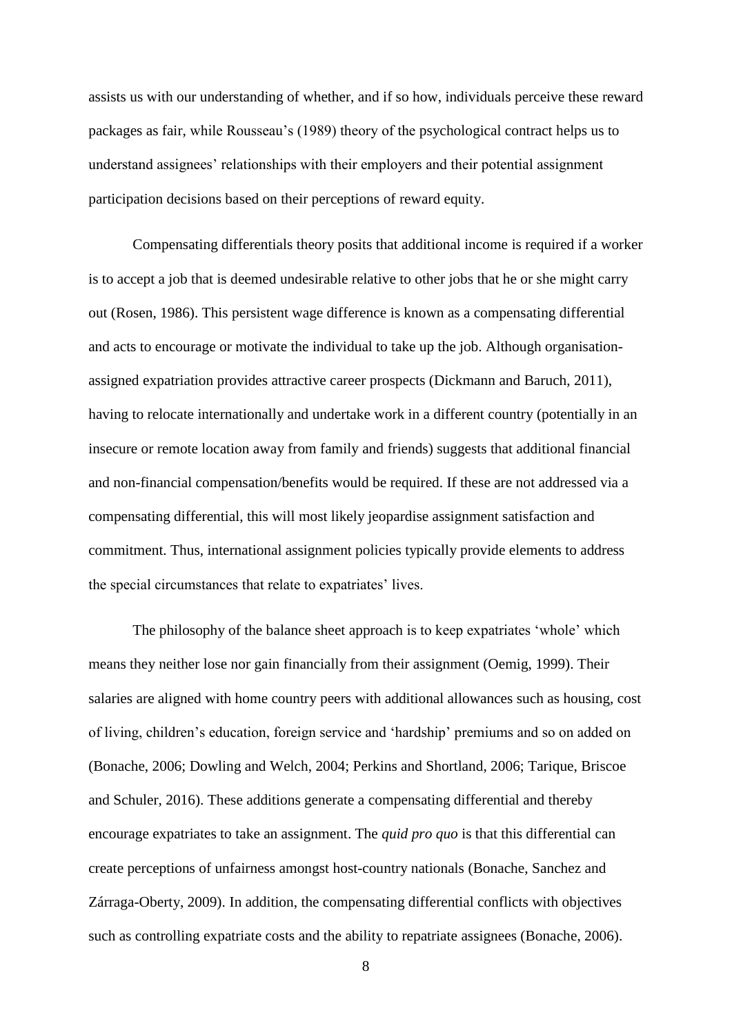assists us with our understanding of whether, and if so how, individuals perceive these reward packages as fair, while Rousseau's (1989) theory of the psychological contract helps us to understand assignees' relationships with their employers and their potential assignment participation decisions based on their perceptions of reward equity.

Compensating differentials theory posits that additional income is required if a worker is to accept a job that is deemed undesirable relative to other jobs that he or she might carry out (Rosen, 1986). This persistent wage difference is known as a compensating differential and acts to encourage or motivate the individual to take up the job. Although organisation-assigned expatriation provides attractive career prospects (Dickmann and Baruch, 2011), having to relocate internationally and undertake work in a different country (potentially in an insecure or remote location away from family and friends) suggests that additional financial and non-financial compensation/benefits would be required. If these are not addressed via a compensating differential, this will most likely jeopardise assignment satisfaction and commitment. Thus, international assignment policies typically provide elements to address the special circumstances that relate to expatriates' lives.

The philosophy of the balance sheet approach is to keep expatriates 'whole' which means they neither lose nor gain financially from their assignment (Oemig, 1999). Their salaries are aligned with home country peers with additional allowances such as housing, cost of living, children's education, foreign service and 'hardship' premiums and so on added on (Bonache, 2006; Dowling and Welch, 2004; Perkins and Shortland, 2006; Tarique, Briscoe and Schuler, 2016). These additions generate a compensating differential and thereby encourage expatriates to take an assignment. The *quid pro quo* is that this differential can create perceptions of unfairness amongst host-country nationals (Bonache, Sanchez and Zárraga-Oberty, 2009). In addition, the compensating differential conflicts with objectives such as controlling expatriate costs and the ability to repatriate assignees (Bonache, 2006).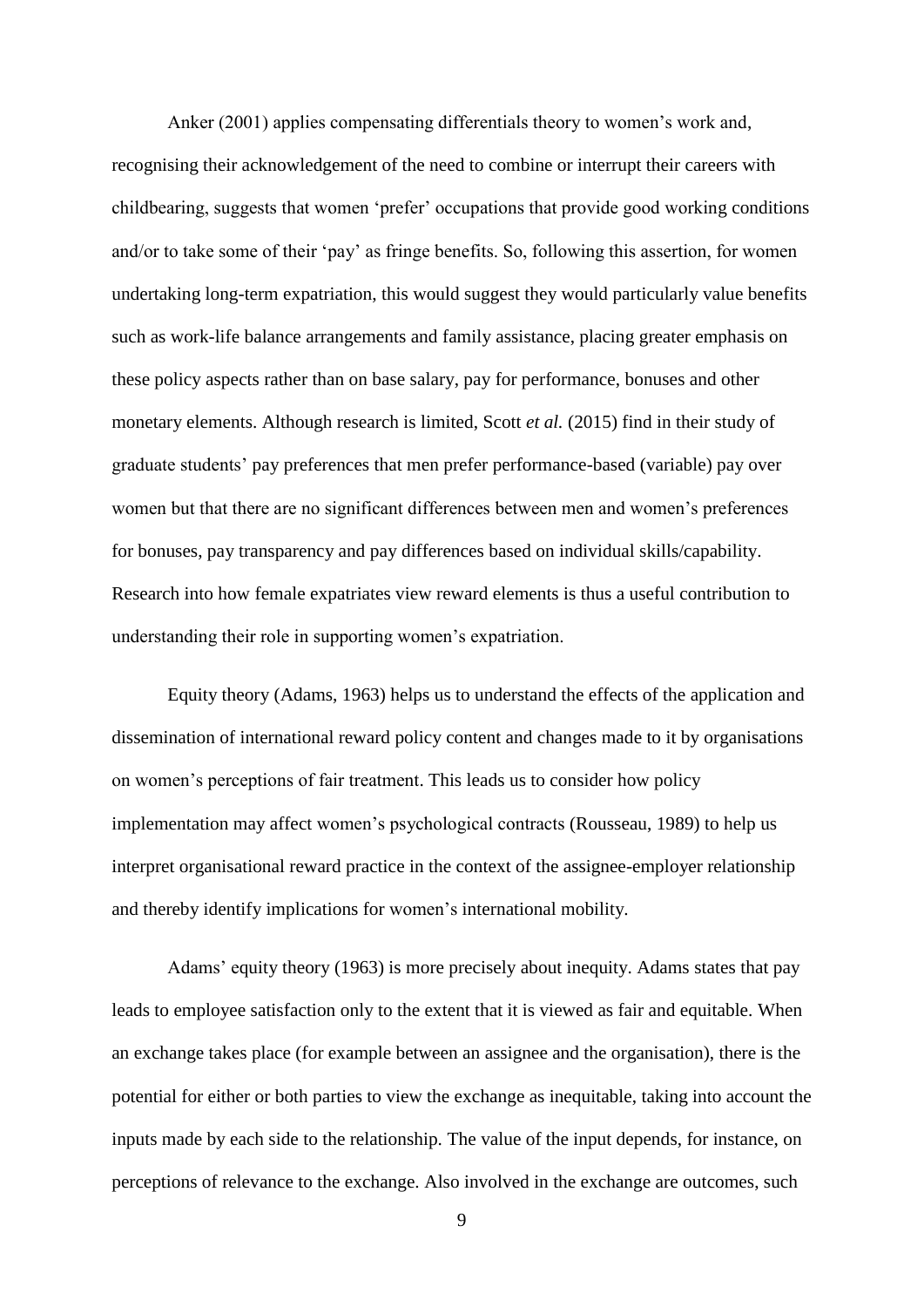Anker (2001) applies compensating differentials theory to women's work and, recognising their acknowledgement of the need to combine or interrupt their careers with childbearing, suggests that women 'prefer' occupations that provide good working conditions and/or to take some of their 'pay' as fringe benefits. So, following this assertion, for women undertaking long-term expatriation, this would suggest they would particularly value benefits such as work-life balance arrangements and family assistance, placing greater emphasis on these policy aspects rather than on base salary, pay for performance, bonuses and other monetary elements. Although research is limited, Scott *et al.* (2015) find in their study of graduate students' pay preferences that men prefer performance-based (variable) pay over women but that there are no significant differences between men and women's preferences for bonuses, pay transparency and pay differences based on individual skills/capability. Research into how female expatriates view reward elements is thus a useful contribution to understanding their role in supporting women's expatriation.

Equity theory (Adams, 1963) helps us to understand the effects of the application and dissemination of international reward policy content and changes made to it by organisations on women's perceptions of fair treatment. This leads us to consider how policy implementation may affect women's psychological contracts (Rousseau, 1989) to help us interpret organisational reward practice in the context of the assignee-employer relationship and thereby identify implications for women's international mobility.

Adams' equity theory (1963) is more precisely about inequity. Adams states that pay leads to employee satisfaction only to the extent that it is viewed as fair and equitable. When an exchange takes place (for example between an assignee and the organisation), there is the potential for either or both parties to view the exchange as inequitable, taking into account the inputs made by each side to the relationship. The value of the input depends, for instance, on perceptions of relevance to the exchange. Also involved in the exchange are outcomes, such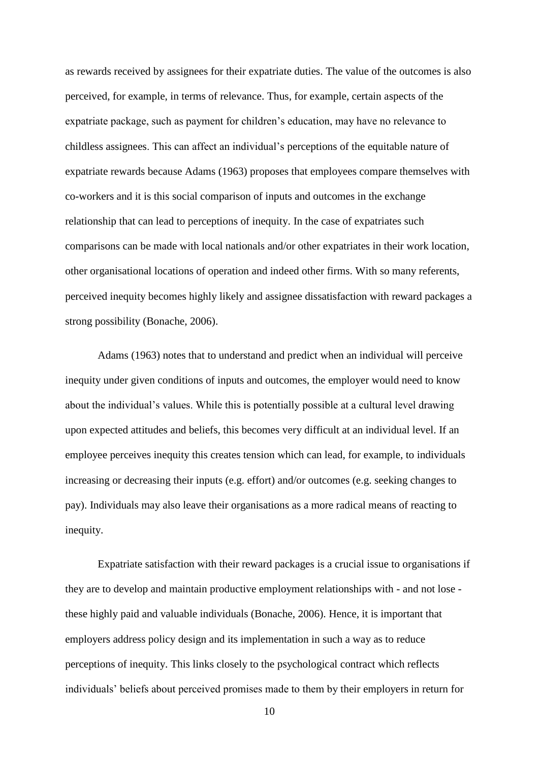as rewards received by assignees for their expatriate duties. The value of the outcomes is also perceived, for example, in terms of relevance. Thus, for example, certain aspects of the expatriate package, such as payment for children's education, may have no relevance to childless assignees. This can affect an individual's perceptions of the equitable nature of expatriate rewards because Adams (1963) proposes that employees compare themselves with co-workers and it is this social comparison of inputs and outcomes in the exchange relationship that can lead to perceptions of inequity. In the case of expatriates such comparisons can be made with local nationals and/or other expatriates in their work location, other organisational locations of operation and indeed other firms. With so many referents, perceived inequity becomes highly likely and assignee dissatisfaction with reward packages a strong possibility (Bonache, 2006).

Adams (1963) notes that to understand and predict when an individual will perceive inequity under given conditions of inputs and outcomes, the employer would need to know about the individual's values. While this is potentially possible at a cultural level drawing upon expected attitudes and beliefs, this becomes very difficult at an individual level. If an employee perceives inequity this creates tension which can lead, for example, to individuals increasing or decreasing their inputs (e.g. effort) and/or outcomes (e.g. seeking changes to pay). Individuals may also leave their organisations as a more radical means of reacting to inequity.

Expatriate satisfaction with their reward packages is a crucial issue to organisations if they are to develop and maintain productive employment relationships with - and not lose - these highly paid and valuable individuals (Bonache, 2006). Hence, it is important that employers address policy design and its implementation in such a way as to reduce perceptions of inequity. This links closely to the psychological contract which reflects individuals' beliefs about perceived promises made to them by their employers in return for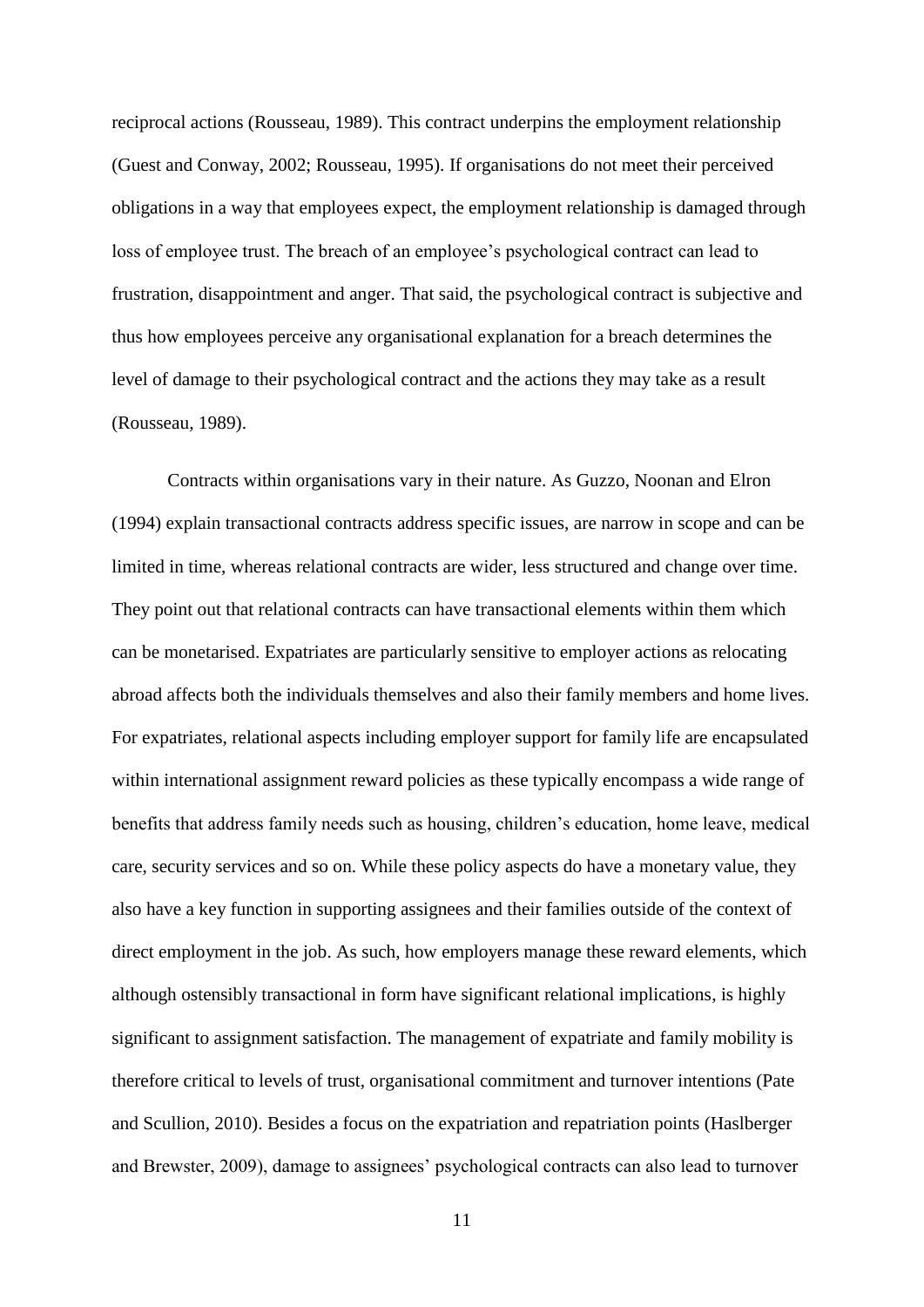reciprocal actions (Rousseau, 1989). This contract underpins the employment relationship (Guest and Conway, 2002; Rousseau, 1995). If organisations do not meet their perceived obligations in a way that employees expect, the employment relationship is damaged through loss of employee trust. The breach of an employee's psychological contract can lead to frustration, disappointment and anger. That said, the psychological contract is subjective and thus how employees perceive any organisational explanation for a breach determines the level of damage to their psychological contract and the actions they may take as a result (Rousseau, 1989).

Contracts within organisations vary in their nature. As Guzzo, Noonan and Elron (1994) explain transactional contracts address specific issues, are narrow in scope and can be limited in time, whereas relational contracts are wider, less structured and change over time. They point out that relational contracts can have transactional elements within them which can be monetarised. Expatriates are particularly sensitive to employer actions as relocating abroad affects both the individuals themselves and also their family members and home lives. For expatriates, relational aspects including employer support for family life are encapsulated within international assignment reward policies as these typically encompass a wide range of benefits that address family needs such as housing, children's education, home leave, medical care, security services and so on. While these policy aspects do have a monetary value, they also have a key function in supporting assignees and their families outside of the context of direct employment in the job. As such, how employers manage these reward elements, which although ostensibly transactional in form have significant relational implications, is highly significant to assignment satisfaction. The management of expatriate and family mobility is therefore critical to levels of trust, organisational commitment and turnover intentions (Pate and Scullion, 2010). Besides a focus on the expatriation and repatriation points (Haslberger and Brewster, 2009), damage to assignees' psychological contracts can also lead to turnover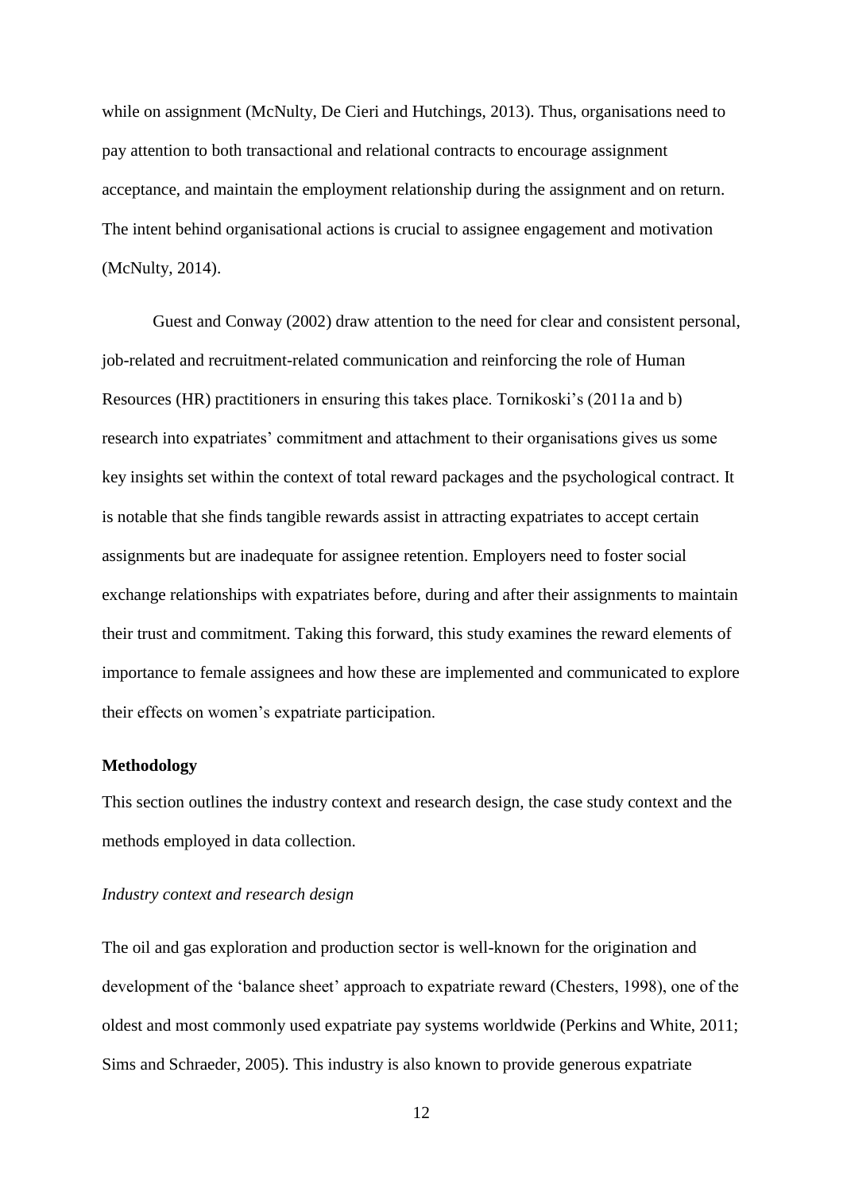while on assignment (McNulty, De Cieri and Hutchings, 2013). Thus, organisations need to pay attention to both transactional and relational contracts to encourage assignment acceptance, and maintain the employment relationship during the assignment and on return. The intent behind organisational actions is crucial to assignee engagement and motivation (McNulty, 2014).

Guest and Conway (2002) draw attention to the need for clear and consistent personal, job-related and recruitment-related communication and reinforcing the role of Human Resources (HR) practitioners in ensuring this takes place. Tornikoski's (2011a and b) research into expatriates' commitment and attachment to their organisations gives us some key insights set within the context of total reward packages and the psychological contract. It is notable that she finds tangible rewards assist in attracting expatriates to accept certain assignments but are inadequate for assignee retention. Employers need to foster social exchange relationships with expatriates before, during and after their assignments to maintain their trust and commitment. Taking this forward, this study examines the reward elements of importance to female assignees and how these are implemented and communicated to explore their effects on women's expatriate participation.

## Methodology

This section outlines the industry context and research design, the case study context and the methods employed in data collection.

### *Industry context and research design*

The oil and gas exploration and production sector is well-known for the origination and development of the 'balance sheet' approach to expatriate reward (Chesters, 1998), one of the oldest and most commonly used expatriate pay systems worldwide (Perkins and White, 2011; Sims and Schraeder, 2005). This industry is also known to provide generous expatriate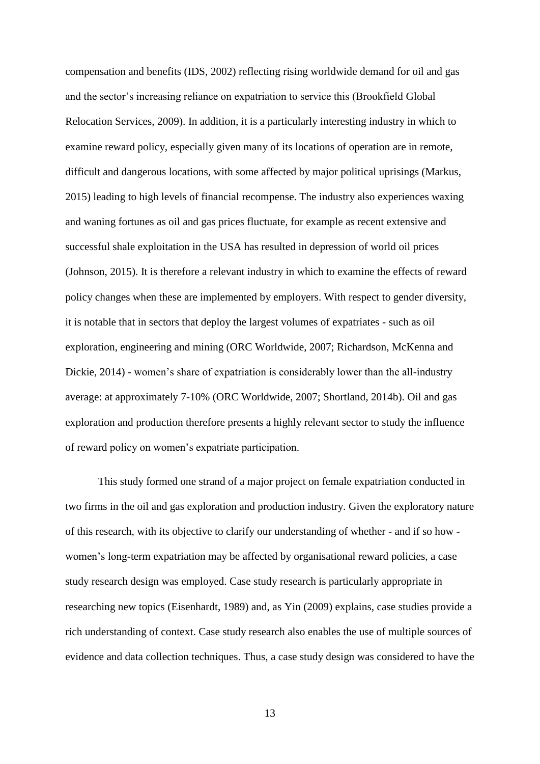compensation and benefits (IDS, 2002) reflecting rising worldwide demand for oil and gas and the sector's increasing reliance on expatriation to service this (Brookfield Global Relocation Services, 2009). In addition, it is a particularly interesting industry in which to examine reward policy, especially given many of its locations of operation are in remote, difficult and dangerous locations, with some affected by major political uprisings (Markus, 2015) leading to high levels of financial recompense. The industry also experiences waxing and waning fortunes as oil and gas prices fluctuate, for example as recent extensive and successful shale exploitation in the USA has resulted in depression of world oil prices (Johnson, 2015). It is therefore a relevant industry in which to examine the effects of reward policy changes when these are implemented by employers. With respect to gender diversity, it is notable that in sectors that deploy the largest volumes of expatriates - such as oil exploration, engineering and mining (ORC Worldwide, 2007; Richardson, McKenna and Dickie, 2014) - women's share of expatriation is considerably lower than the all-industry average: at approximately 7-10% (ORC Worldwide, 2007; Shortland, 2014b). Oil and gas exploration and production therefore presents a highly relevant sector to study the influence of reward policy on women's expatriate participation.

This study formed one strand of a major project on female expatriation conducted in two firms in the oil and gas exploration and production industry. Given the exploratory nature of this research, with its objective to clarify our understanding of whether - and if so how - women's long-term expatriation may be affected by organisational reward policies, a case study research design was employed. Case study research is particularly appropriate in researching new topics (Eisenhardt, 1989) and, as Yin (2009) explains, case studies provide a rich understanding of context. Case study research also enables the use of multiple sources of evidence and data collection techniques. Thus, a case study design was considered to have the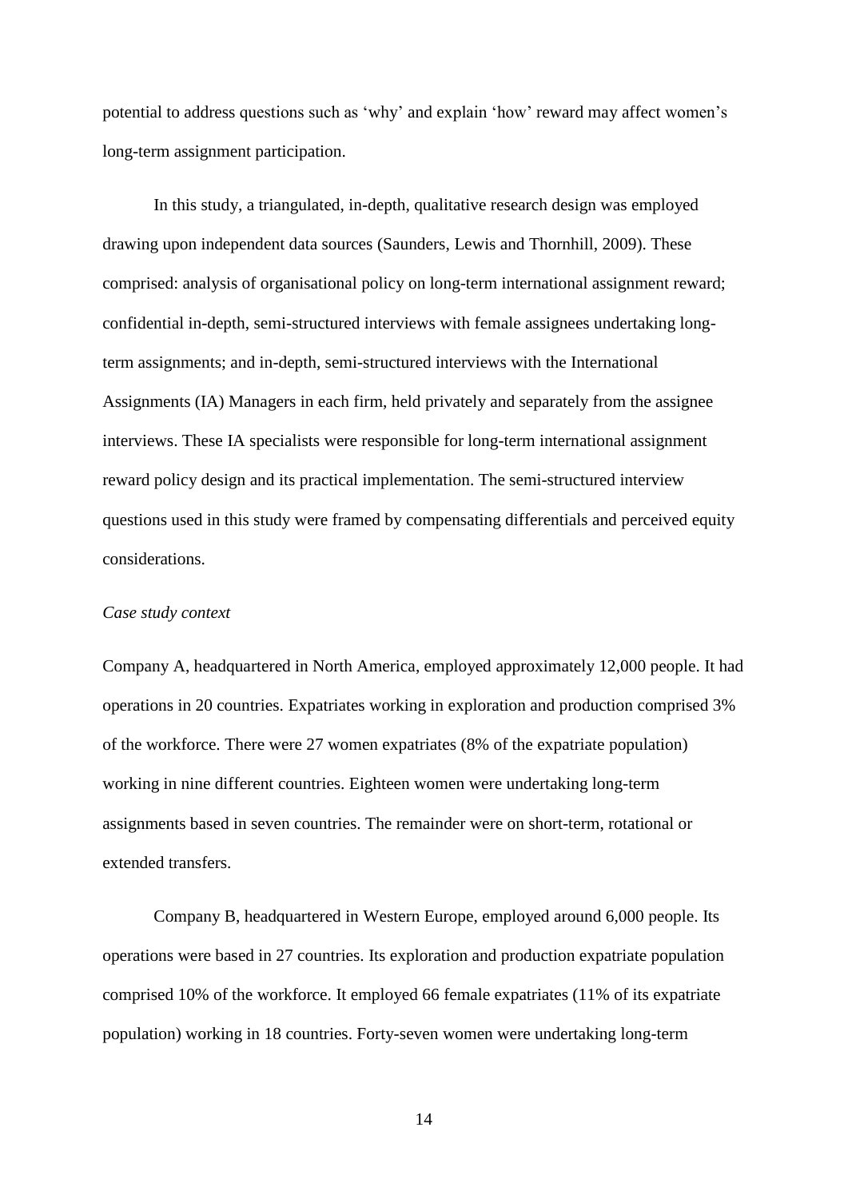potential to address questions such as 'why' and explain 'how' reward may affect women's long-term assignment participation.

In this study, a triangulated, in-depth, qualitative research design was employed drawing upon independent data sources (Saunders, Lewis and Thornhill, 2009). These comprised: analysis of organisational policy on long-term international assignment reward; confidential in-depth, semi-structured interviews with female assignees undertaking long-term assignments; and in-depth, semi-structured interviews with the International Assignments (IA) Managers in each firm, held privately and separately from the assignee interviews. These IA specialists were responsible for long-term international assignment reward policy design and its practical implementation. The semi-structured interview questions used in this study were framed by compensating differentials and perceived equity considerations.

*Case study context*

Company A, headquartered in North America, employed approximately 12,000 people. It had operations in 20 countries. Expatriates working in exploration and production comprised 3% of the workforce. There were 27 women expatriates (8% of the expatriate population) working in nine different countries. Eighteen women were undertaking long-term assignments based in seven countries. The remainder were on short-term, rotational or extended transfers.

Company B, headquartered in Western Europe, employed around 6,000 people. Its operations were based in 27 countries. Its exploration and production expatriate population comprised 10% of the workforce. It employed 66 female expatriates (11% of its expatriate population) working in 18 countries. Forty-seven women were undertaking long-term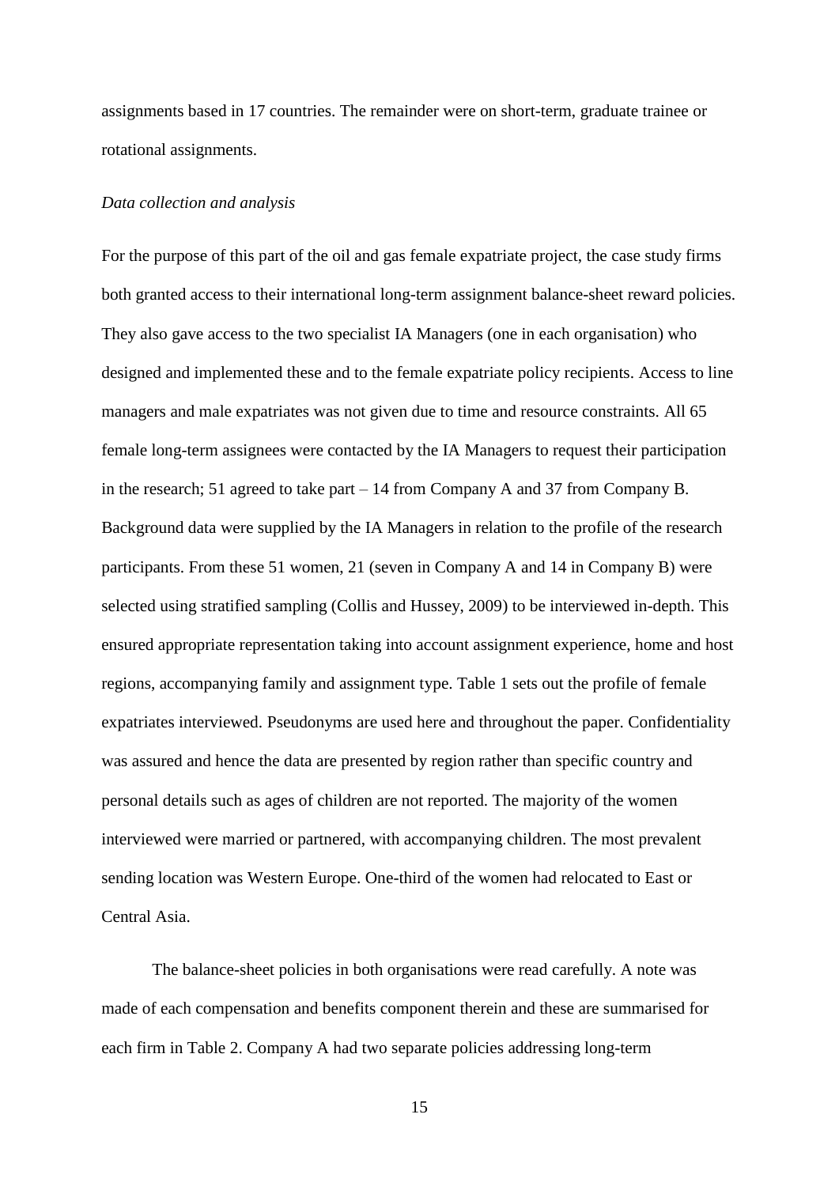assignments based in 17 countries. The remainder were on short-term, graduate trainee or rotational assignments.

*Data collection and analysis*

For the purpose of this part of the oil and gas female expatriate project, the case study firms both granted access to their international long-term assignment balance-sheet reward policies. They also gave access to the two specialist IA Managers (one in each organisation) who designed and implemented these and to the female expatriate policy recipients. Access to line managers and male expatriates was not given due to time and resource constraints. All 65 female long-term assignees were contacted by the IA Managers to request their participation in the research; 51 agreed to take part – 14 from Company A and 37 from Company B. Background data were supplied by the IA Managers in relation to the profile of the research participants. From these 51 women, 21 (seven in Company A and 14 in Company B) were selected using stratified sampling (Collis and Hussey, 2009) to be interviewed in-depth. This ensured appropriate representation taking into account assignment experience, home and host regions, accompanying family and assignment type. Table 1 sets out the profile of female expatriates interviewed. Pseudonyms are used here and throughout the paper. Confidentiality was assured and hence the data are presented by region rather than specific country and personal details such as ages of children are not reported. The majority of the women interviewed were married or partnered, with accompanying children. The most prevalent sending location was Western Europe. One-third of the women had relocated to East or Central Asia.

The balance-sheet policies in both organisations were read carefully. A note was made of each compensation and benefits component therein and these are summarised for each firm in Table 2. Company A had two separate policies addressing long-term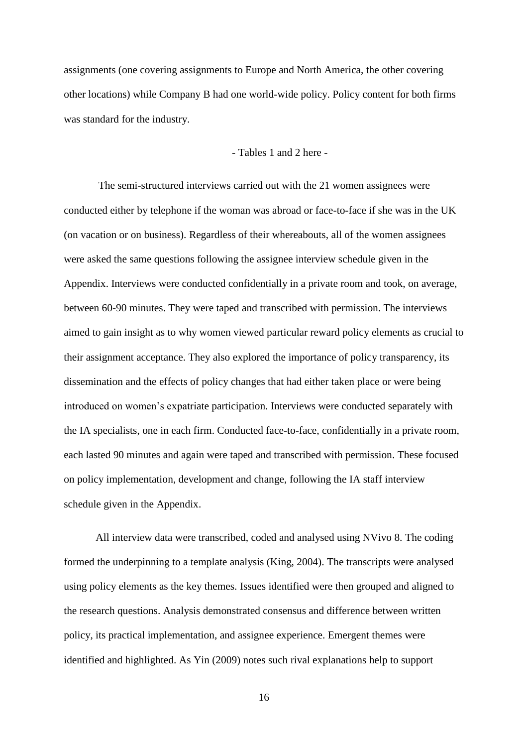assignments (one covering assignments to Europe and North America, the other covering other locations) while Company B had one world-wide policy. Policy content for both firms was standard for the industry.

- Tables 1 and 2 here -

The semi-structured interviews carried out with the 21 women assignees were conducted either by telephone if the woman was abroad or face-to-face if she was in the UK (on vacation or on business). Regardless of their whereabouts, all of the women assignees were asked the same questions following the assignee interview schedule given in the Appendix. Interviews were conducted confidentially in a private room and took, on average, between 60-90 minutes. They were taped and transcribed with permission. The interviews aimed to gain insight as to why women viewed particular reward policy elements as crucial to their assignment acceptance. They also explored the importance of policy transparency, its dissemination and the effects of policy changes that had either taken place or were being introduced on women's expatriate participation. Interviews were conducted separately with the IA specialists, one in each firm. Conducted face-to-face, confidentially in a private room, each lasted 90 minutes and again were taped and transcribed with permission. These focused on policy implementation, development and change, following the IA staff interview schedule given in the Appendix.

All interview data were transcribed, coded and analysed using NVivo 8. The coding formed the underpinning to a template analysis (King, 2004). The transcripts were analysed using policy elements as the key themes. Issues identified were then grouped and aligned to the research questions. Analysis demonstrated consensus and difference between written policy, its practical implementation, and assignee experience. Emergent themes were identified and highlighted. As Yin (2009) notes such rival explanations help to support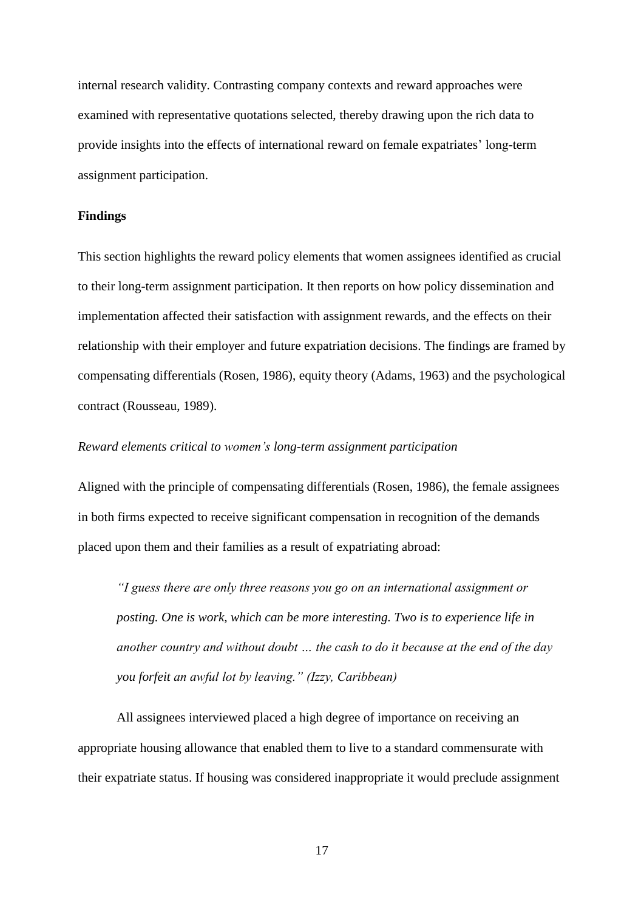internal research validity. Contrasting company contexts and reward approaches were examined with representative quotations selected, thereby drawing upon the rich data to provide insights into the effects of international reward on female expatriates' long-term assignment participation.

## Findings

This section highlights the reward policy elements that women assignees identified as crucial to their long-term assignment participation. It then reports on how policy dissemination and implementation affected their satisfaction with assignment rewards, and the effects on their relationship with their employer and future expatriation decisions. The findings are framed by compensating differentials (Rosen, 1986), equity theory (Adams, 1963) and the psychological contract (Rousseau, 1989).

### *Reward elements critical to women's long-term assignment participation*

Aligned with the principle of compensating differentials (Rosen, 1986), the female assignees in both firms expected to receive significant compensation in recognition of the demands placed upon them and their families as a result of expatriating abroad:

> *"I guess there are only three reasons you go on an international assignment or posting. One is work, which can be more interesting. Two is to experience life in another country and without doubt … the cash to do it because at the end of the day you forfeit an awful lot by leaving." (Izzy, Caribbean)*

All assignees interviewed placed a high degree of importance on receiving an appropriate housing allowance that enabled them to live to a standard commensurate with their expatriate status. If housing was considered inappropriate it would preclude assignment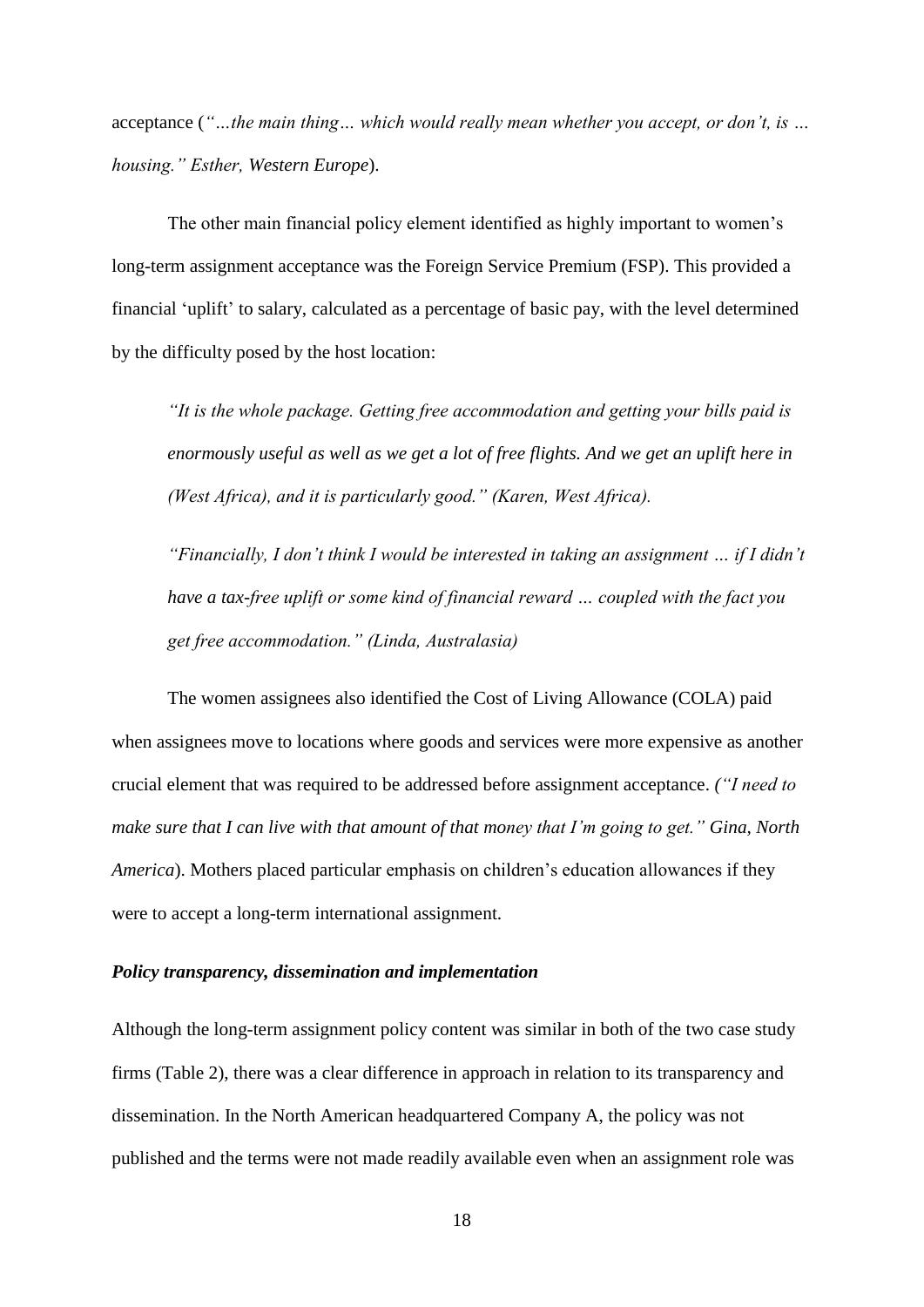acceptance (*"…the main thing… which would really mean whether you accept, or don't, is … housing." Esther, Western Europe*).

The other main financial policy element identified as highly important to women's long-term assignment acceptance was the Foreign Service Premium (FSP). This provided a financial 'uplift' to salary, calculated as a percentage of basic pay, with the level determined by the difficulty posed by the host location:

> *"It is the whole package. Getting free accommodation and getting your bills paid is enormously useful as well as we get a lot of free flights. And we get an uplift here in (West Africa), and it is particularly good." (Karen, West Africa).*
>
> *"Financially, I don't think I would be interested in taking an assignment … if I didn't have a tax-free uplift or some kind of financial reward … coupled with the fact you get free accommodation." (Linda, Australasia)*

The women assignees also identified the Cost of Living Allowance (COLA) paid when assignees move to locations where goods and services were more expensive as another crucial element that was required to be addressed before assignment acceptance. (*"I need to make sure that I can live with that amount of that money that I'm going to get." Gina, North America*). Mothers placed particular emphasis on children's education allowances if they were to accept a long-term international assignment.

### *Policy transparency, dissemination and implementation*

Although the long-term assignment policy content was similar in both of the two case study firms (Table 2), there was a clear difference in approach in relation to its transparency and dissemination. In the North American headquartered Company A, the policy was not published and the terms were not made readily available even when an assignment role was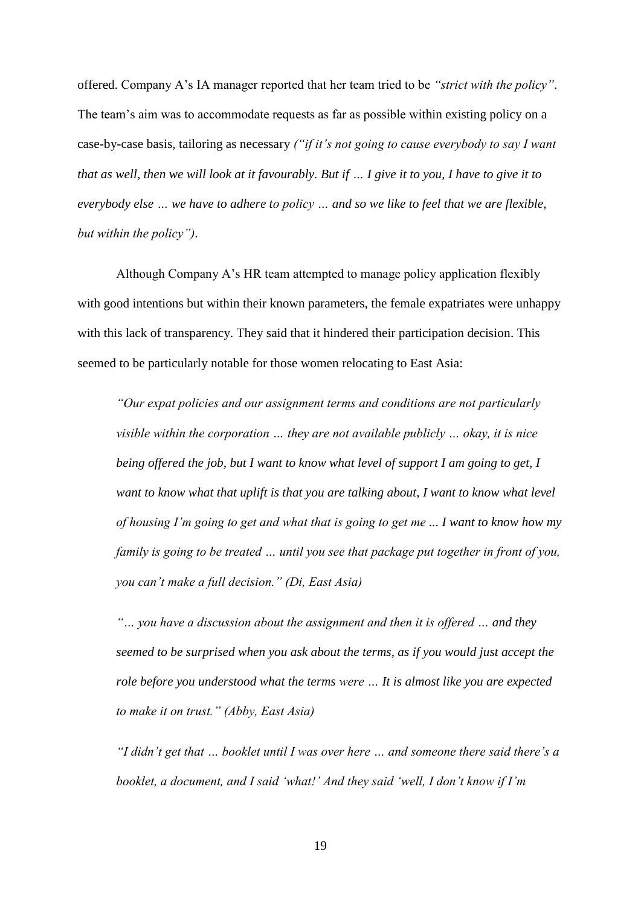offered. Company A's IA manager reported that her team tried to be *"strict with the policy"*. The team's aim was to accommodate requests as far as possible within existing policy on a case-by-case basis, tailoring as necessary *("if it's not going to cause everybody to say I want that as well, then we will look at it favourably. But if … I give it to you, I have to give it to everybody else … we have to adhere to policy … and so we like to feel that we are flexible, but within the policy")*.

Although Company A's HR team attempted to manage policy application flexibly with good intentions but within their known parameters, the female expatriates were unhappy with this lack of transparency. They said that it hindered their participation decision. This seemed to be particularly notable for those women relocating to East Asia:

> *"Our expat policies and our assignment terms and conditions are not particularly visible within the corporation … they are not available publicly … okay, it is nice being offered the job, but I want to know what level of support I am going to get, I want to know what that uplift is that you are talking about, I want to know what level of housing I'm going to get and what that is going to get me ... I want to know how my family is going to be treated … until you see that package put together in front of you, you can't make a full decision." (Di, East Asia)*

> *"… you have a discussion about the assignment and then it is offered … and they seemed to be surprised when you ask about the terms, as if you would just accept the role before you understood what the terms were … It is almost like you are expected to make it on trust." (Abby, East Asia)*

> *"I didn't get that … booklet until I was over here … and someone there said there's a booklet, a document, and I said 'what!' And they said 'well, I don't know if I'm*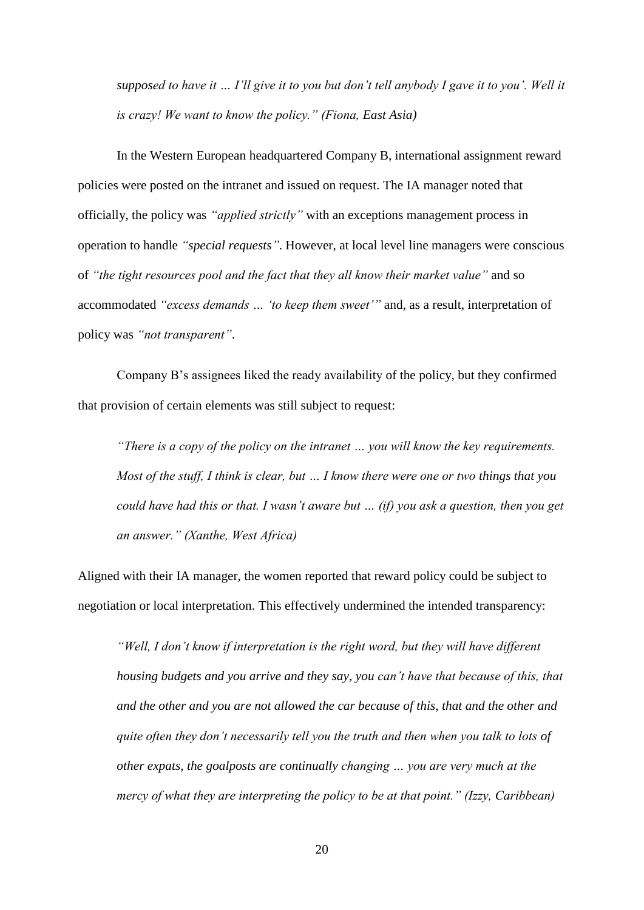*supposed to have it … I'll give it to you but don't tell anybody I gave it to you'. Well it is crazy! We want to know the policy." (Fiona, East Asia)*

In the Western European headquartered Company B, international assignment reward policies were posted on the intranet and issued on request. The IA manager noted that officially, the policy was *"applied strictly"* with an exceptions management process in operation to handle *"special requests"*. However, at local level line managers were conscious of *"the tight resources pool and the fact that they all know their market value"* and so accommodated *"excess demands … 'to keep them sweet'"* and, as a result, interpretation of policy was *"not transparent"*.

Company B's assignees liked the ready availability of the policy, but they confirmed that provision of certain elements was still subject to request:

> *"There is a copy of the policy on the intranet … you will know the key requirements. Most of the stuff, I think is clear, but … I know there were one or two things that you could have had this or that. I wasn't aware but … (if) you ask a question, then you get an answer." (Xanthe, West Africa)*

Aligned with their IA manager, the women reported that reward policy could be subject to negotiation or local interpretation. This effectively undermined the intended transparency:

> *"Well, I don't know if interpretation is the right word, but they will have different housing budgets and you arrive and they say, you can't have that because of this, that and the other and you are not allowed the car because of this, that and the other and quite often they don't necessarily tell you the truth and then when you talk to lots of other expats, the goalposts are continually changing … you are very much at the mercy of what they are interpreting the policy to be at that point." (Izzy, Caribbean)*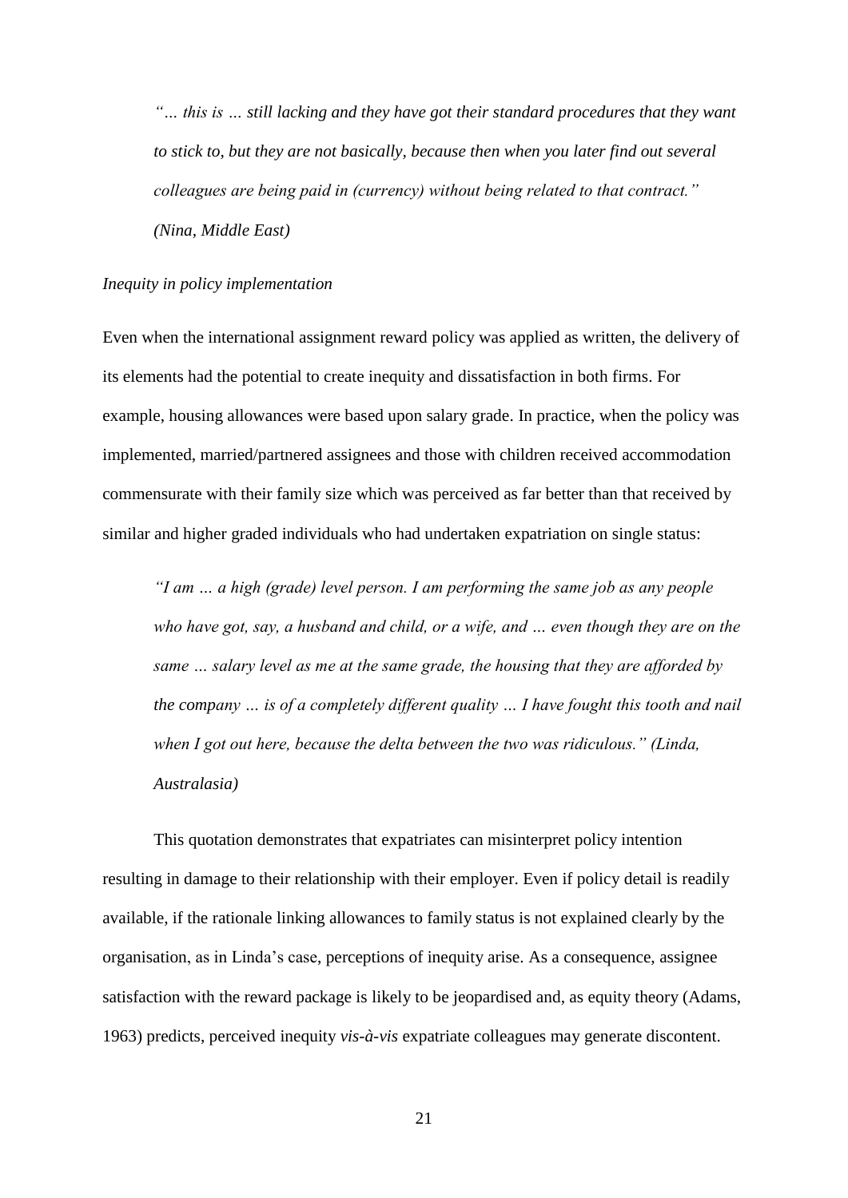*"… this is … still lacking and they have got their standard procedures that they want to stick to, but they are not basically, because then when you later find out several colleagues are being paid in (currency) without being related to that contract." (Nina, Middle East)*

*Inequity in policy implementation*

Even when the international assignment reward policy was applied as written, the delivery of its elements had the potential to create inequity and dissatisfaction in both firms. For example, housing allowances were based upon salary grade. In practice, when the policy was implemented, married/partnered assignees and those with children received accommodation commensurate with their family size which was perceived as far better than that received by similar and higher graded individuals who had undertaken expatriation on single status:

*"I am … a high (grade) level person. I am performing the same job as any people who have got, say, a husband and child, or a wife, and … even though they are on the same … salary level as me at the same grade, the housing that they are afforded by the company … is of a completely different quality … I have fought this tooth and nail when I got out here, because the delta between the two was ridiculous." (Linda, Australasia)*

This quotation demonstrates that expatriates can misinterpret policy intention resulting in damage to their relationship with their employer. Even if policy detail is readily available, if the rationale linking allowances to family status is not explained clearly by the organisation, as in Linda's case, perceptions of inequity arise. As a consequence, assignee satisfaction with the reward package is likely to be jeopardised and, as equity theory (Adams, 1963) predicts, perceived inequity *vis-à-vis* expatriate colleagues may generate discontent.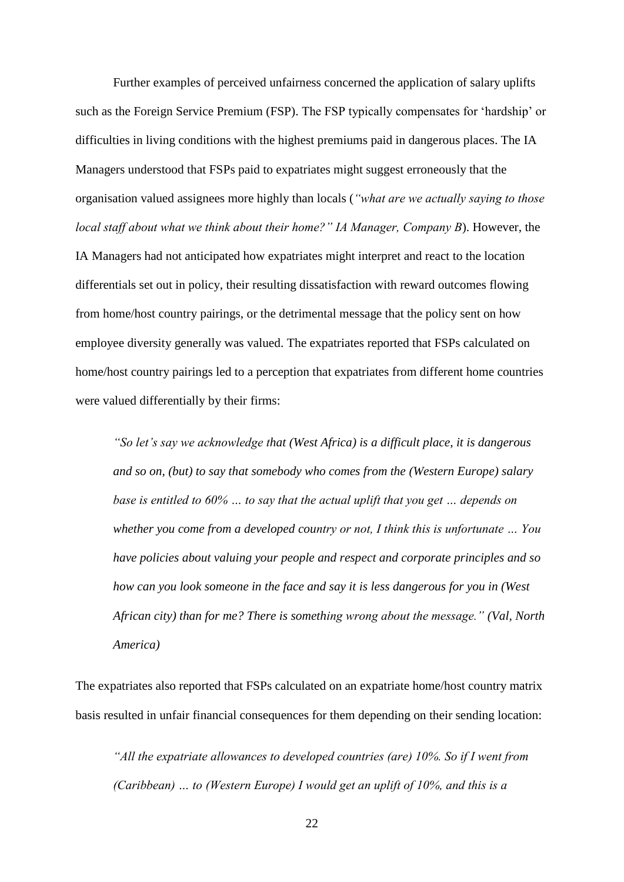Further examples of perceived unfairness concerned the application of salary uplifts such as the Foreign Service Premium (FSP). The FSP typically compensates for 'hardship' or difficulties in living conditions with the highest premiums paid in dangerous places. The IA Managers understood that FSPs paid to expatriates might suggest erroneously that the organisation valued assignees more highly than locals (*"what are we actually saying to those local staff about what we think about their home?" IA Manager, Company B*). However, the IA Managers had not anticipated how expatriates might interpret and react to the location differentials set out in policy, their resulting dissatisfaction with reward outcomes flowing from home/host country pairings, or the detrimental message that the policy sent on how employee diversity generally was valued. The expatriates reported that FSPs calculated on home/host country pairings led to a perception that expatriates from different home countries were valued differentially by their firms:

> *"So let's say we acknowledge that (West Africa) is a difficult place, it is dangerous and so on, (but) to say that somebody who comes from the (Western Europe) salary base is entitled to 60% … to say that the actual uplift that you get … depends on whether you come from a developed country or not, I think this is unfortunate … You have policies about valuing your people and respect and corporate principles and so how can you look someone in the face and say it is less dangerous for you in (West African city) than for me? There is something wrong about the message." (Val, North America)*

The expatriates also reported that FSPs calculated on an expatriate home/host country matrix basis resulted in unfair financial consequences for them depending on their sending location:

> *"All the expatriate allowances to developed countries (are) 10%. So if I went from (Caribbean) … to (Western Europe) I would get an uplift of 10%, and this is a*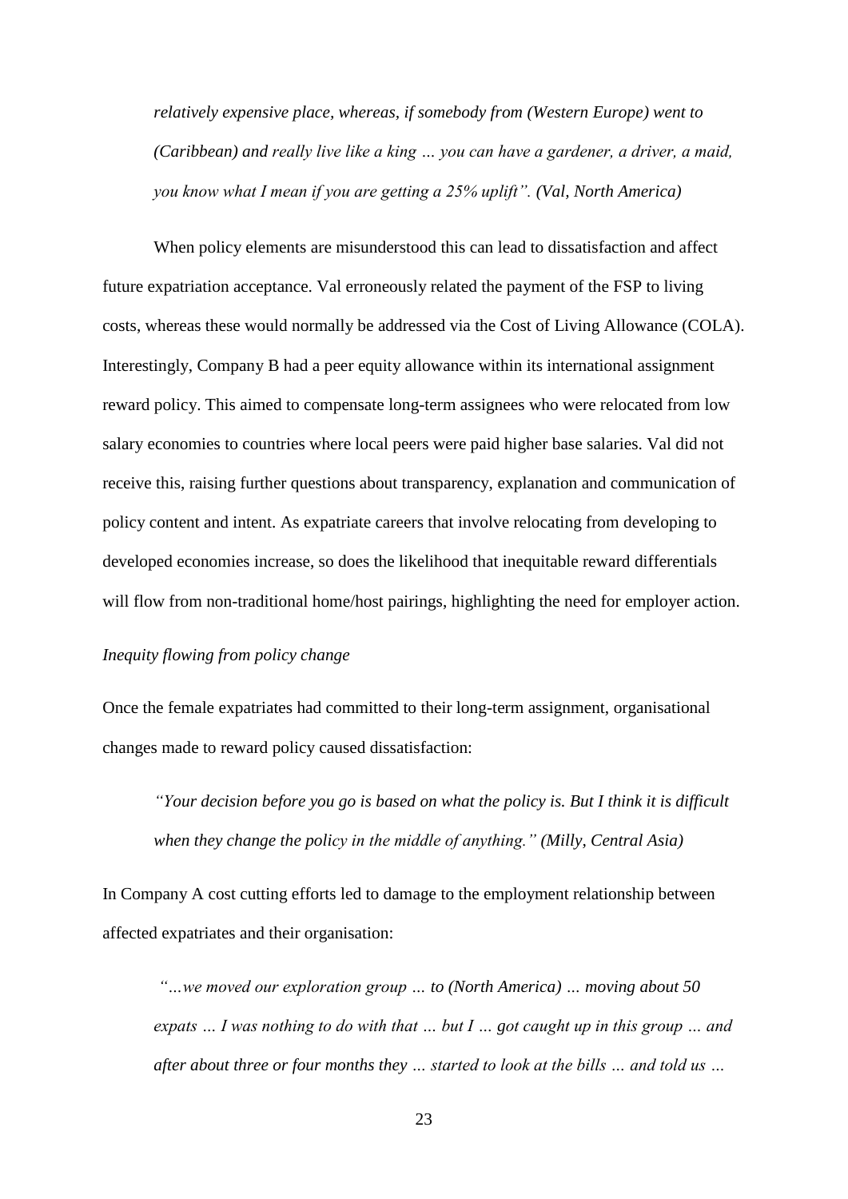*relatively expensive place, whereas, if somebody from (Western Europe) went to (Caribbean) and really live like a king … you can have a gardener, a driver, a maid, you know what I mean if you are getting a 25% uplift". (Val, North America)*

When policy elements are misunderstood this can lead to dissatisfaction and affect future expatriation acceptance. Val erroneously related the payment of the FSP to living costs, whereas these would normally be addressed via the Cost of Living Allowance (COLA). Interestingly, Company B had a peer equity allowance within its international assignment reward policy. This aimed to compensate long-term assignees who were relocated from low salary economies to countries where local peers were paid higher base salaries. Val did not receive this, raising further questions about transparency, explanation and communication of policy content and intent. As expatriate careers that involve relocating from developing to developed economies increase, so does the likelihood that inequitable reward differentials will flow from non-traditional home/host pairings, highlighting the need for employer action.

*Inequity flowing from policy change*

Once the female expatriates had committed to their long-term assignment, organisational changes made to reward policy caused dissatisfaction:

*"Your decision before you go is based on what the policy is. But I think it is difficult when they change the policy in the middle of anything." (Milly, Central Asia)*

In Company A cost cutting efforts led to damage to the employment relationship between affected expatriates and their organisation:

*"…we moved our exploration group … to (North America) … moving about 50 expats … I was nothing to do with that … but I … got caught up in this group … and after about three or four months they … started to look at the bills … and told us …*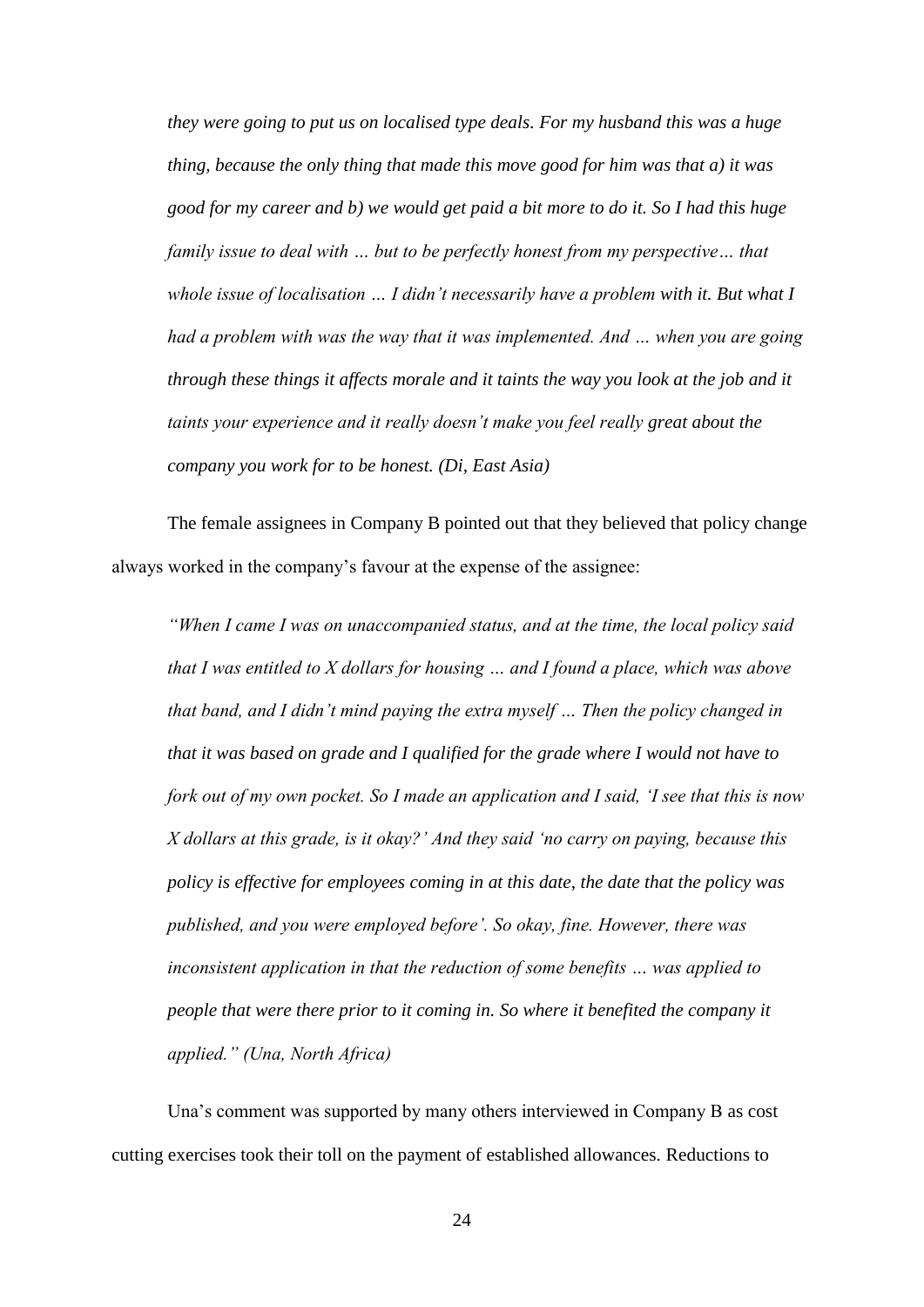*they were going to put us on localised type deals. For my husband this was a huge thing, because the only thing that made this move good for him was that a) it was good for my career and b) we would get paid a bit more to do it. So I had this huge family issue to deal with … but to be perfectly honest from my perspective… that whole issue of localisation … I didn't necessarily have a problem with it. But what I had a problem with was the way that it was implemented. And … when you are going through these things it affects morale and it taints the way you look at the job and it taints your experience and it really doesn't make you feel really great about the company you work for to be honest. (Di, East Asia)*

The female assignees in Company B pointed out that they believed that policy change always worked in the company's favour at the expense of the assignee:

*"When I came I was on unaccompanied status, and at the time, the local policy said that I was entitled to X dollars for housing … and I found a place, which was above that band, and I didn't mind paying the extra myself … Then the policy changed in that it was based on grade and I qualified for the grade where I would not have to fork out of my own pocket. So I made an application and I said, 'I see that this is now X dollars at this grade, is it okay?' And they said 'no carry on paying, because this policy is effective for employees coming in at this date, the date that the policy was published, and you were employed before'. So okay, fine. However, there was inconsistent application in that the reduction of some benefits … was applied to people that were there prior to it coming in. So where it benefited the company it applied." (Una, North Africa)*

Una's comment was supported by many others interviewed in Company B as cost cutting exercises took their toll on the payment of established allowances. Reductions to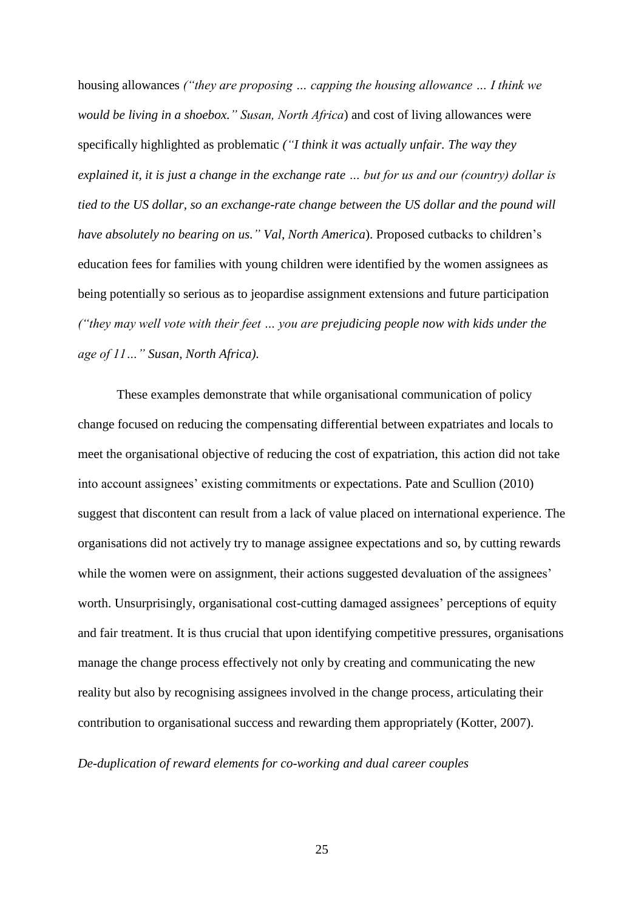housing allowances *("they are proposing … capping the housing allowance … I think we would be living in a shoebox." Susan, North Africa*) and cost of living allowances were specifically highlighted as problematic *("I think it was actually unfair. The way they explained it, it is just a change in the exchange rate … but for us and our (country) dollar is tied to the US dollar, so an exchange-rate change between the US dollar and the pound will have absolutely no bearing on us." Val, North America*). Proposed cutbacks to children's education fees for families with young children were identified by the women assignees as being potentially so serious as to jeopardise assignment extensions and future participation *("they may well vote with their feet … you are prejudicing people now with kids under the age of 11…" Susan, North Africa).*

These examples demonstrate that while organisational communication of policy change focused on reducing the compensating differential between expatriates and locals to meet the organisational objective of reducing the cost of expatriation, this action did not take into account assignees' existing commitments or expectations. Pate and Scullion (2010) suggest that discontent can result from a lack of value placed on international experience. The organisations did not actively try to manage assignee expectations and so, by cutting rewards while the women were on assignment, their actions suggested devaluation of the assignees' worth. Unsurprisingly, organisational cost-cutting damaged assignees' perceptions of equity and fair treatment. It is thus crucial that upon identifying competitive pressures, organisations manage the change process effectively not only by creating and communicating the new reality but also by recognising assignees involved in the change process, articulating their contribution to organisational success and rewarding them appropriately (Kotter, 2007).

*De-duplication of reward elements for co-working and dual career couples*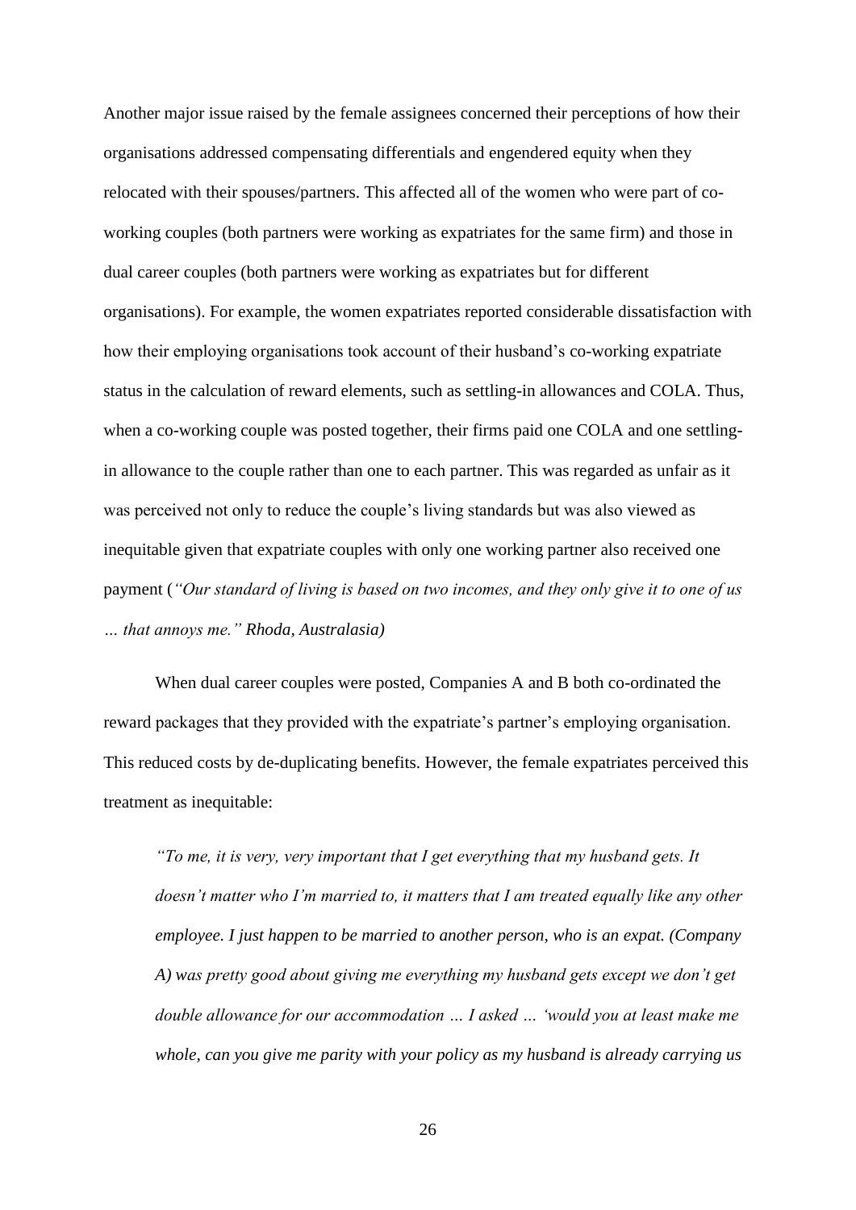Another major issue raised by the female assignees concerned their perceptions of how their organisations addressed compensating differentials and engendered equity when they relocated with their spouses/partners. This affected all of the women who were part of co-working couples (both partners were working as expatriates for the same firm) and those in dual career couples (both partners were working as expatriates but for different organisations). For example, the women expatriates reported considerable dissatisfaction with how their employing organisations took account of their husband's co-working expatriate status in the calculation of reward elements, such as settling-in allowances and COLA. Thus, when a co-working couple was posted together, their firms paid one COLA and one settling-in allowance to the couple rather than one to each partner. This was regarded as unfair as it was perceived not only to reduce the couple's living standards but was also viewed as inequitable given that expatriate couples with only one working partner also received one payment (*"Our standard of living is based on two incomes, and they only give it to one of us … that annoys me." Rhoda, Australasia)*

When dual career couples were posted, Companies A and B both co-ordinated the reward packages that they provided with the expatriate's partner's employing organisation. This reduced costs by de-duplicating benefits. However, the female expatriates perceived this treatment as inequitable:

> *"To me, it is very, very important that I get everything that my husband gets. It doesn't matter who I'm married to, it matters that I am treated equally like any other employee. I just happen to be married to another person, who is an expat. (Company A) was pretty good about giving me everything my husband gets except we don't get double allowance for our accommodation … I asked … 'would you at least make me whole, can you give me parity with your policy as my husband is already carrying us*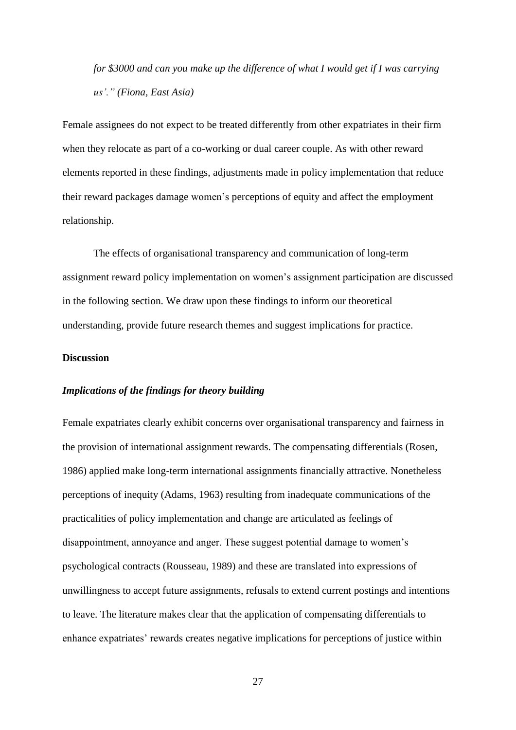*for $3000 and can you make up the difference of what I would get if I was carrying us'." (Fiona, East Asia)*

Female assignees do not expect to be treated differently from other expatriates in their firm when they relocate as part of a co-working or dual career couple. As with other reward elements reported in these findings, adjustments made in policy implementation that reduce their reward packages damage women's perceptions of equity and affect the employment relationship.

The effects of organisational transparency and communication of long-term assignment reward policy implementation on women's assignment participation are discussed in the following section. We draw upon these findings to inform our theoretical understanding, provide future research themes and suggest implications for practice.

## Discussion

### *Implications of the findings for theory building*

Female expatriates clearly exhibit concerns over organisational transparency and fairness in the provision of international assignment rewards. The compensating differentials (Rosen, 1986) applied make long-term international assignments financially attractive. Nonetheless perceptions of inequity (Adams, 1963) resulting from inadequate communications of the practicalities of policy implementation and change are articulated as feelings of disappointment, annoyance and anger. These suggest potential damage to women's psychological contracts (Rousseau, 1989) and these are translated into expressions of unwillingness to accept future assignments, refusals to extend current postings and intentions to leave. The literature makes clear that the application of compensating differentials to enhance expatriates' rewards creates negative implications for perceptions of justice within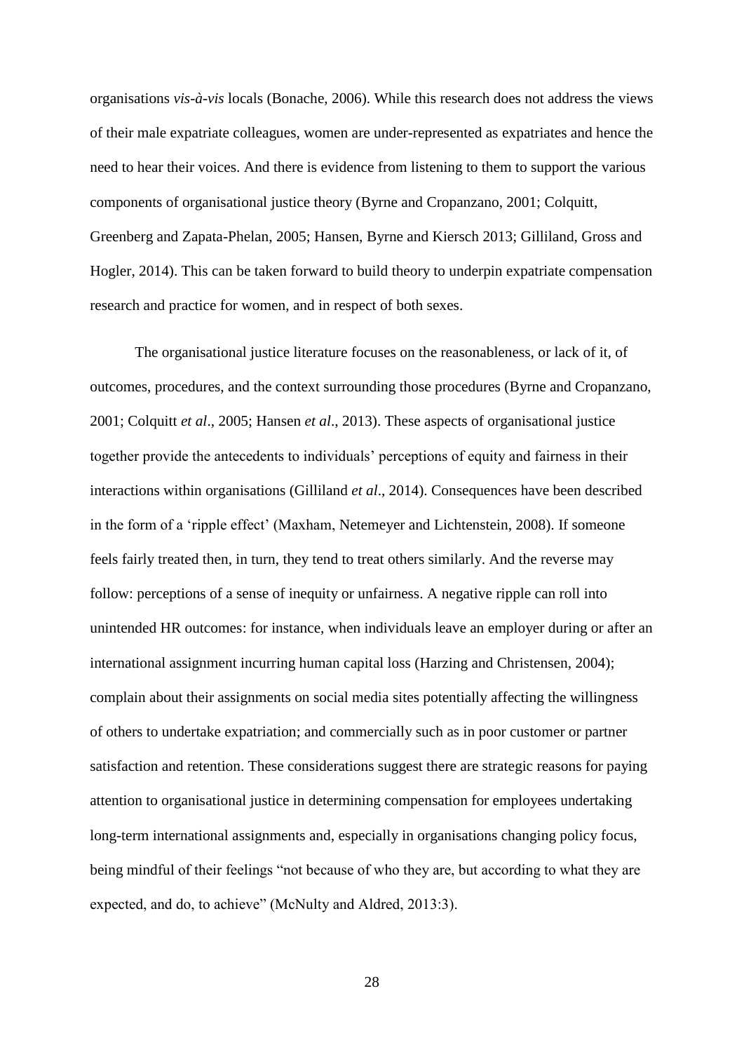organisations *vis-à-vis* locals (Bonache, 2006). While this research does not address the views of their male expatriate colleagues, women are under-represented as expatriates and hence the need to hear their voices. And there is evidence from listening to them to support the various components of organisational justice theory (Byrne and Cropanzano, 2001; Colquitt, Greenberg and Zapata-Phelan, 2005; Hansen, Byrne and Kiersch 2013; Gilliland, Gross and Hogler, 2014). This can be taken forward to build theory to underpin expatriate compensation research and practice for women, and in respect of both sexes.

The organisational justice literature focuses on the reasonableness, or lack of it, of outcomes, procedures, and the context surrounding those procedures (Byrne and Cropanzano, 2001; Colquitt *et al*., 2005; Hansen *et al*., 2013). These aspects of organisational justice together provide the antecedents to individuals' perceptions of equity and fairness in their interactions within organisations (Gilliland *et al*., 2014). Consequences have been described in the form of a 'ripple effect' (Maxham, Netemeyer and Lichtenstein, 2008). If someone feels fairly treated then, in turn, they tend to treat others similarly. And the reverse may follow: perceptions of a sense of inequity or unfairness. A negative ripple can roll into unintended HR outcomes: for instance, when individuals leave an employer during or after an international assignment incurring human capital loss (Harzing and Christensen, 2004); complain about their assignments on social media sites potentially affecting the willingness of others to undertake expatriation; and commercially such as in poor customer or partner satisfaction and retention. These considerations suggest there are strategic reasons for paying attention to organisational justice in determining compensation for employees undertaking long-term international assignments and, especially in organisations changing policy focus, being mindful of their feelings "not because of who they are, but according to what they are expected, and do, to achieve" (McNulty and Aldred, 2013:3).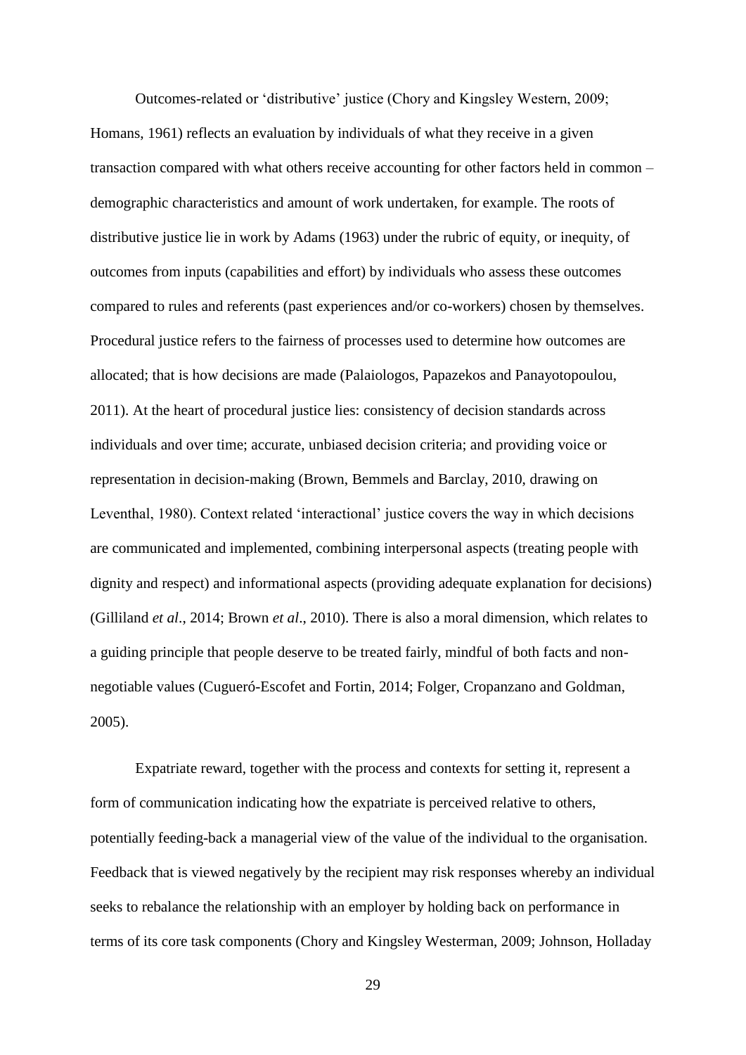Outcomes-related or 'distributive' justice (Chory and Kingsley Western, 2009; Homans, 1961) reflects an evaluation by individuals of what they receive in a given transaction compared with what others receive accounting for other factors held in common – demographic characteristics and amount of work undertaken, for example. The roots of distributive justice lie in work by Adams (1963) under the rubric of equity, or inequity, of outcomes from inputs (capabilities and effort) by individuals who assess these outcomes compared to rules and referents (past experiences and/or co-workers) chosen by themselves. Procedural justice refers to the fairness of processes used to determine how outcomes are allocated; that is how decisions are made (Palaiologos, Papazekos and Panayotopoulou, 2011). At the heart of procedural justice lies: consistency of decision standards across individuals and over time; accurate, unbiased decision criteria; and providing voice or representation in decision-making (Brown, Bemmels and Barclay, 2010, drawing on Leventhal, 1980). Context related 'interactional' justice covers the way in which decisions are communicated and implemented, combining interpersonal aspects (treating people with dignity and respect) and informational aspects (providing adequate explanation for decisions) (Gilliland *et al*., 2014; Brown *et al*., 2010). There is also a moral dimension, which relates to a guiding principle that people deserve to be treated fairly, mindful of both facts and non-negotiable values (Cugueró-Escofet and Fortin, 2014; Folger, Cropanzano and Goldman, 2005).

Expatriate reward, together with the process and contexts for setting it, represent a form of communication indicating how the expatriate is perceived relative to others, potentially feeding-back a managerial view of the value of the individual to the organisation. Feedback that is viewed negatively by the recipient may risk responses whereby an individual seeks to rebalance the relationship with an employer by holding back on performance in terms of its core task components (Chory and Kingsley Westerman, 2009; Johnson, Holladay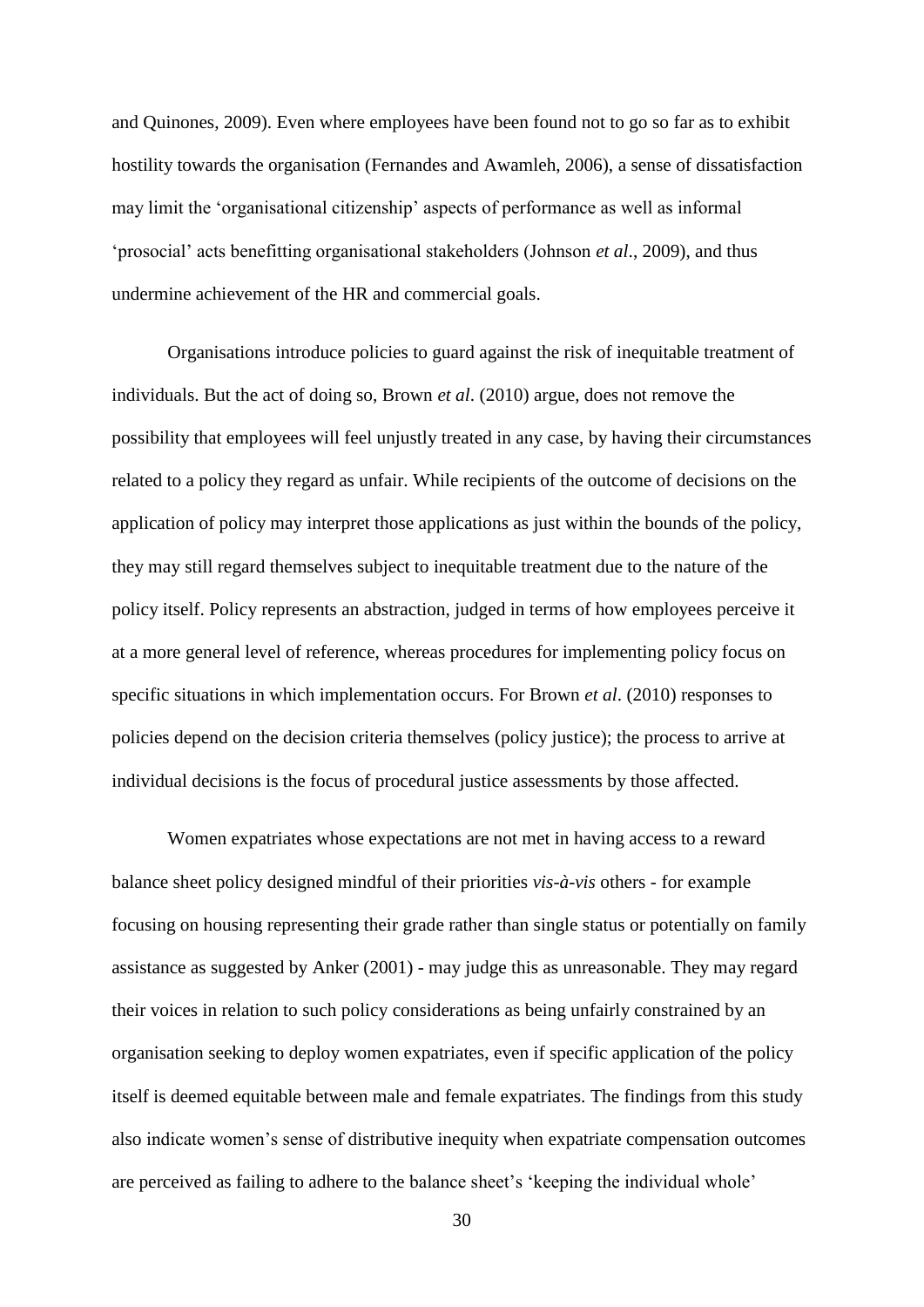and Quinones, 2009). Even where employees have been found not to go so far as to exhibit hostility towards the organisation (Fernandes and Awamleh, 2006), a sense of dissatisfaction may limit the 'organisational citizenship' aspects of performance as well as informal 'prosocial' acts benefitting organisational stakeholders (Johnson *et al*., 2009), and thus undermine achievement of the HR and commercial goals.

Organisations introduce policies to guard against the risk of inequitable treatment of individuals. But the act of doing so, Brown *et al*. (2010) argue, does not remove the possibility that employees will feel unjustly treated in any case, by having their circumstances related to a policy they regard as unfair. While recipients of the outcome of decisions on the application of policy may interpret those applications as just within the bounds of the policy, they may still regard themselves subject to inequitable treatment due to the nature of the policy itself. Policy represents an abstraction, judged in terms of how employees perceive it at a more general level of reference, whereas procedures for implementing policy focus on specific situations in which implementation occurs. For Brown *et al*. (2010) responses to policies depend on the decision criteria themselves (policy justice); the process to arrive at individual decisions is the focus of procedural justice assessments by those affected.

Women expatriates whose expectations are not met in having access to a reward balance sheet policy designed mindful of their priorities *vis-à-vis* others - for example focusing on housing representing their grade rather than single status or potentially on family assistance as suggested by Anker (2001) - may judge this as unreasonable. They may regard their voices in relation to such policy considerations as being unfairly constrained by an organisation seeking to deploy women expatriates, even if specific application of the policy itself is deemed equitable between male and female expatriates. The findings from this study also indicate women's sense of distributive inequity when expatriate compensation outcomes are perceived as failing to adhere to the balance sheet's 'keeping the individual whole'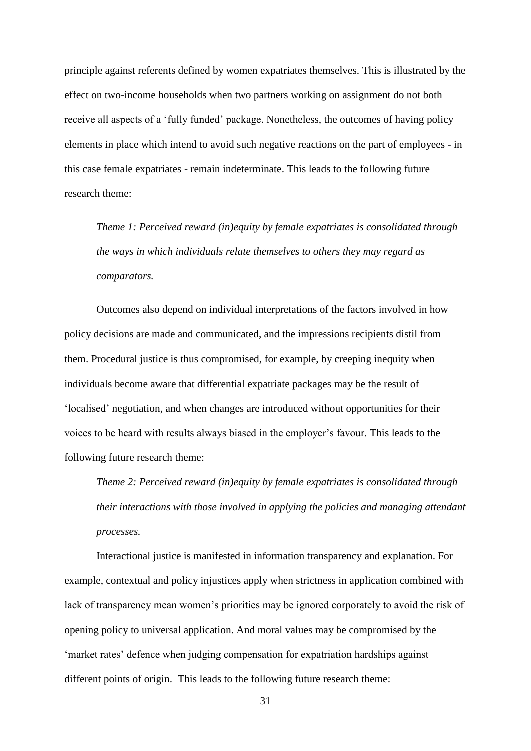principle against referents defined by women expatriates themselves. This is illustrated by the effect on two-income households when two partners working on assignment do not both receive all aspects of a 'fully funded' package. Nonetheless, the outcomes of having policy elements in place which intend to avoid such negative reactions on the part of employees - in this case female expatriates - remain indeterminate. This leads to the following future research theme:

> *Theme 1: Perceived reward (in)equity by female expatriates is consolidated through the ways in which individuals relate themselves to others they may regard as comparators.*

Outcomes also depend on individual interpretations of the factors involved in how policy decisions are made and communicated, and the impressions recipients distil from them. Procedural justice is thus compromised, for example, by creeping inequity when individuals become aware that differential expatriate packages may be the result of 'localised' negotiation, and when changes are introduced without opportunities for their voices to be heard with results always biased in the employer's favour. This leads to the following future research theme:

> *Theme 2: Perceived reward (in)equity by female expatriates is consolidated through their interactions with those involved in applying the policies and managing attendant processes.*

Interactional justice is manifested in information transparency and explanation. For example, contextual and policy injustices apply when strictness in application combined with lack of transparency mean women's priorities may be ignored corporately to avoid the risk of opening policy to universal application. And moral values may be compromised by the 'market rates' defence when judging compensation for expatriation hardships against different points of origin. This leads to the following future research theme: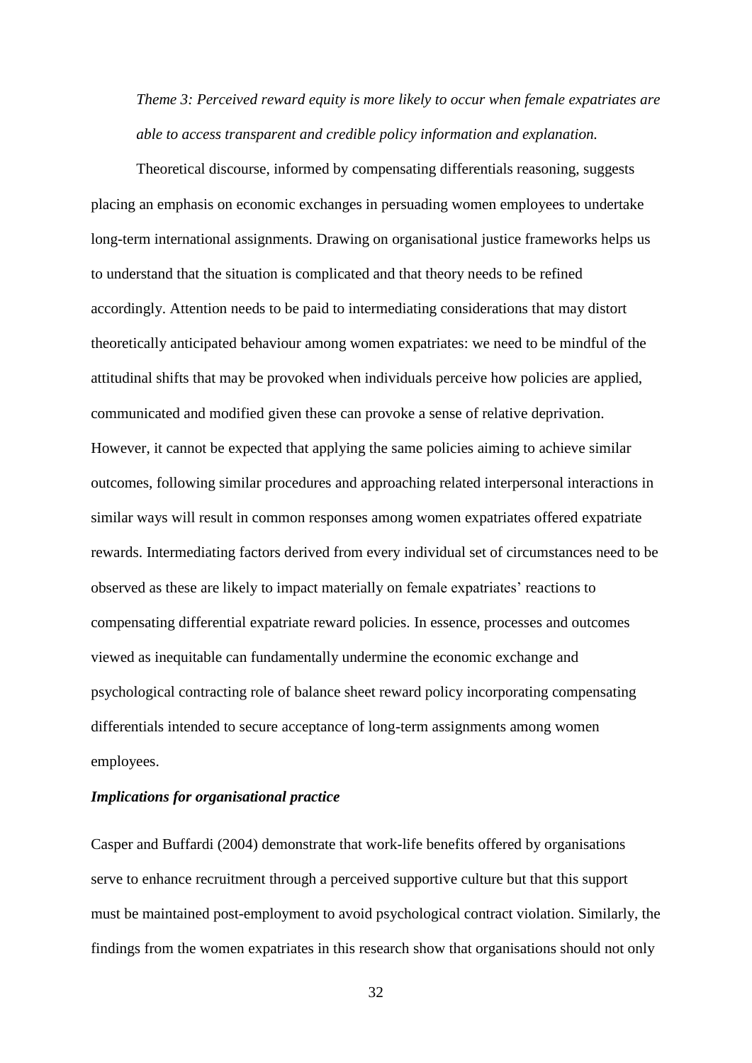*Theme 3: Perceived reward equity is more likely to occur when female expatriates are able to access transparent and credible policy information and explanation.*

Theoretical discourse, informed by compensating differentials reasoning, suggests placing an emphasis on economic exchanges in persuading women employees to undertake long-term international assignments. Drawing on organisational justice frameworks helps us to understand that the situation is complicated and that theory needs to be refined accordingly. Attention needs to be paid to intermediating considerations that may distort theoretically anticipated behaviour among women expatriates: we need to be mindful of the attitudinal shifts that may be provoked when individuals perceive how policies are applied, communicated and modified given these can provoke a sense of relative deprivation. However, it cannot be expected that applying the same policies aiming to achieve similar outcomes, following similar procedures and approaching related interpersonal interactions in similar ways will result in common responses among women expatriates offered expatriate rewards. Intermediating factors derived from every individual set of circumstances need to be observed as these are likely to impact materially on female expatriates' reactions to compensating differential expatriate reward policies. In essence, processes and outcomes viewed as inequitable can fundamentally undermine the economic exchange and psychological contracting role of balance sheet reward policy incorporating compensating differentials intended to secure acceptance of long-term assignments among women employees.

***Implications for organisational practice***

Casper and Buffardi (2004) demonstrate that work-life benefits offered by organisations serve to enhance recruitment through a perceived supportive culture but that this support must be maintained post-employment to avoid psychological contract violation. Similarly, the findings from the women expatriates in this research show that organisations should not only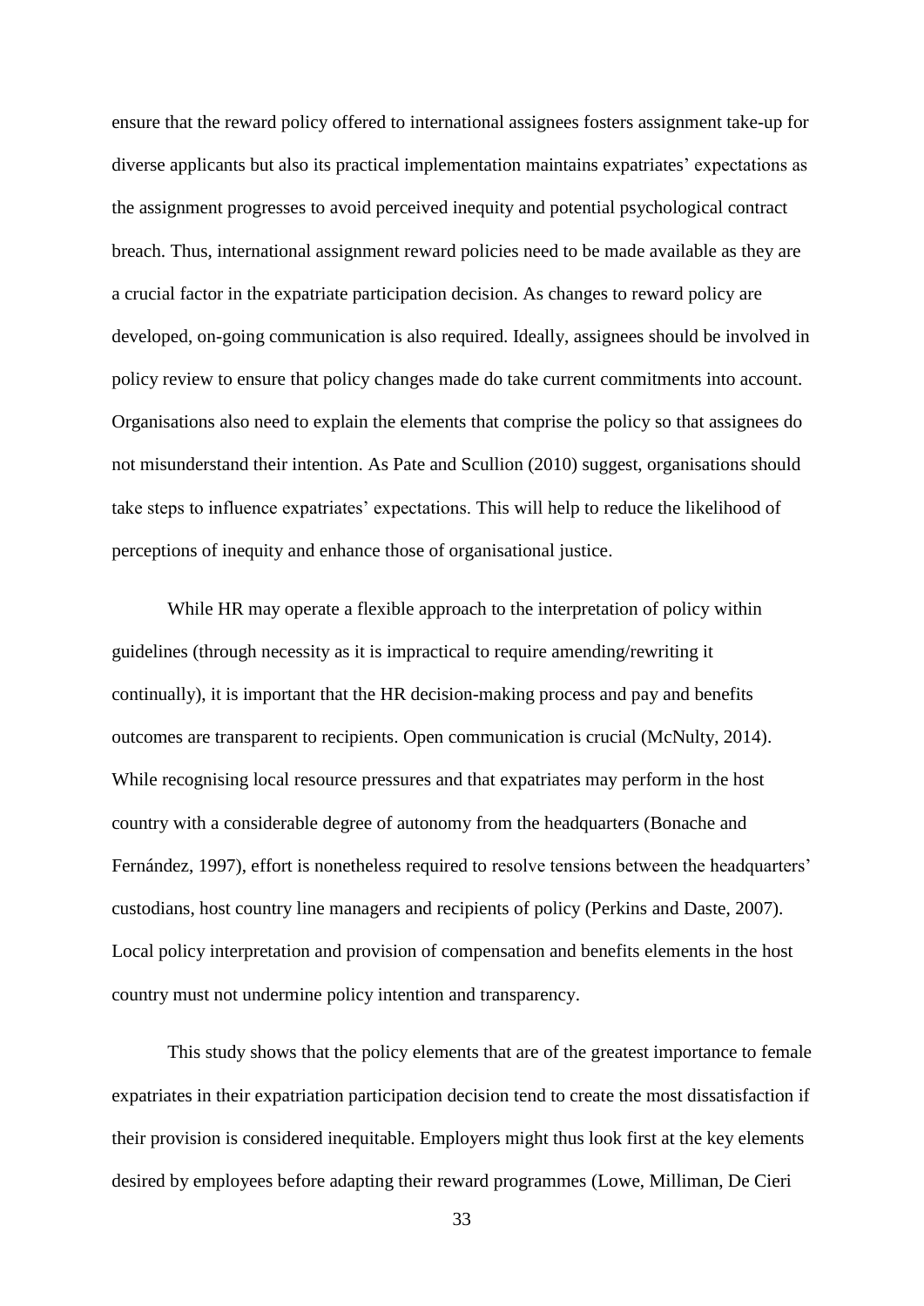ensure that the reward policy offered to international assignees fosters assignment take-up for diverse applicants but also its practical implementation maintains expatriates' expectations as the assignment progresses to avoid perceived inequity and potential psychological contract breach. Thus, international assignment reward policies need to be made available as they are a crucial factor in the expatriate participation decision. As changes to reward policy are developed, on-going communication is also required. Ideally, assignees should be involved in policy review to ensure that policy changes made do take current commitments into account. Organisations also need to explain the elements that comprise the policy so that assignees do not misunderstand their intention. As Pate and Scullion (2010) suggest, organisations should take steps to influence expatriates' expectations. This will help to reduce the likelihood of perceptions of inequity and enhance those of organisational justice.

While HR may operate a flexible approach to the interpretation of policy within guidelines (through necessity as it is impractical to require amending/rewriting it continually), it is important that the HR decision-making process and pay and benefits outcomes are transparent to recipients. Open communication is crucial (McNulty, 2014). While recognising local resource pressures and that expatriates may perform in the host country with a considerable degree of autonomy from the headquarters (Bonache and Fernández, 1997), effort is nonetheless required to resolve tensions between the headquarters' custodians, host country line managers and recipients of policy (Perkins and Daste, 2007). Local policy interpretation and provision of compensation and benefits elements in the host country must not undermine policy intention and transparency.

This study shows that the policy elements that are of the greatest importance to female expatriates in their expatriation participation decision tend to create the most dissatisfaction if their provision is considered inequitable. Employers might thus look first at the key elements desired by employees before adapting their reward programmes (Lowe, Milliman, De Cieri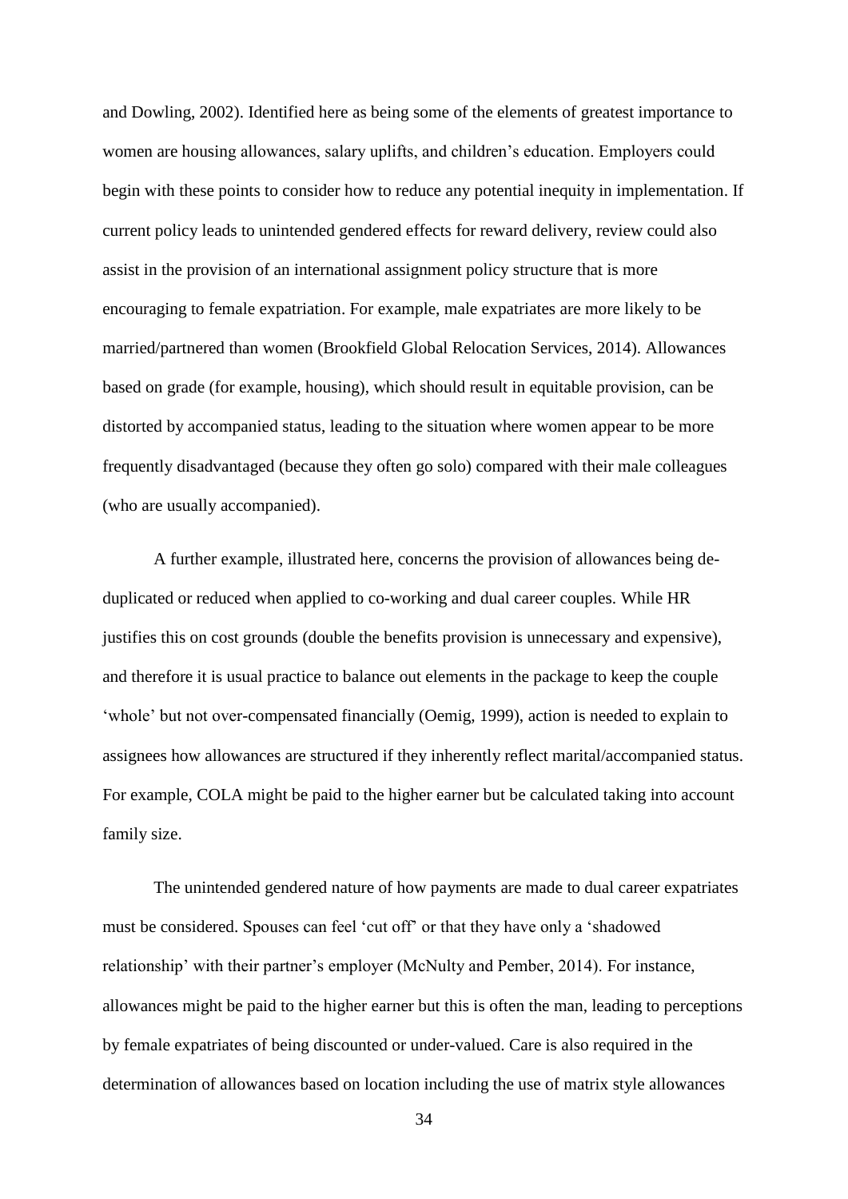and Dowling, 2002). Identified here as being some of the elements of greatest importance to women are housing allowances, salary uplifts, and children's education. Employers could begin with these points to consider how to reduce any potential inequity in implementation. If current policy leads to unintended gendered effects for reward delivery, review could also assist in the provision of an international assignment policy structure that is more encouraging to female expatriation. For example, male expatriates are more likely to be married/partnered than women (Brookfield Global Relocation Services, 2014). Allowances based on grade (for example, housing), which should result in equitable provision, can be distorted by accompanied status, leading to the situation where women appear to be more frequently disadvantaged (because they often go solo) compared with their male colleagues (who are usually accompanied).

A further example, illustrated here, concerns the provision of allowances being de-duplicated or reduced when applied to co-working and dual career couples. While HR justifies this on cost grounds (double the benefits provision is unnecessary and expensive), and therefore it is usual practice to balance out elements in the package to keep the couple 'whole' but not over-compensated financially (Oemig, 1999), action is needed to explain to assignees how allowances are structured if they inherently reflect marital/accompanied status. For example, COLA might be paid to the higher earner but be calculated taking into account family size.

The unintended gendered nature of how payments are made to dual career expatriates must be considered. Spouses can feel 'cut off' or that they have only a 'shadowed relationship' with their partner's employer (McNulty and Pember, 2014). For instance, allowances might be paid to the higher earner but this is often the man, leading to perceptions by female expatriates of being discounted or under-valued. Care is also required in the determination of allowances based on location including the use of matrix style allowances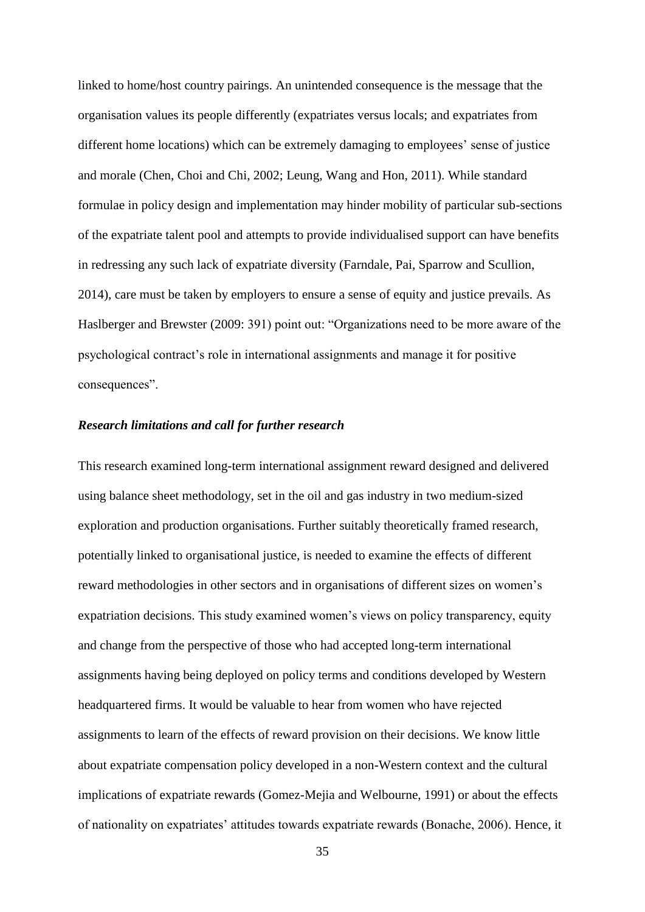linked to home/host country pairings. An unintended consequence is the message that the organisation values its people differently (expatriates versus locals; and expatriates from different home locations) which can be extremely damaging to employees' sense of justice and morale (Chen, Choi and Chi, 2002; Leung, Wang and Hon, 2011). While standard formulae in policy design and implementation may hinder mobility of particular sub-sections of the expatriate talent pool and attempts to provide individualised support can have benefits in redressing any such lack of expatriate diversity (Farndale, Pai, Sparrow and Scullion, 2014), care must be taken by employers to ensure a sense of equity and justice prevails. As Haslberger and Brewster (2009: 391) point out: "Organizations need to be more aware of the psychological contract's role in international assignments and manage it for positive consequences".

***Research limitations and call for further research***

This research examined long-term international assignment reward designed and delivered using balance sheet methodology, set in the oil and gas industry in two medium-sized exploration and production organisations. Further suitably theoretically framed research, potentially linked to organisational justice, is needed to examine the effects of different reward methodologies in other sectors and in organisations of different sizes on women's expatriation decisions. This study examined women's views on policy transparency, equity and change from the perspective of those who had accepted long-term international assignments having being deployed on policy terms and conditions developed by Western headquartered firms. It would be valuable to hear from women who have rejected assignments to learn of the effects of reward provision on their decisions. We know little about expatriate compensation policy developed in a non-Western context and the cultural implications of expatriate rewards (Gomez-Mejia and Welbourne, 1991) or about the effects of nationality on expatriates' attitudes towards expatriate rewards (Bonache, 2006). Hence, it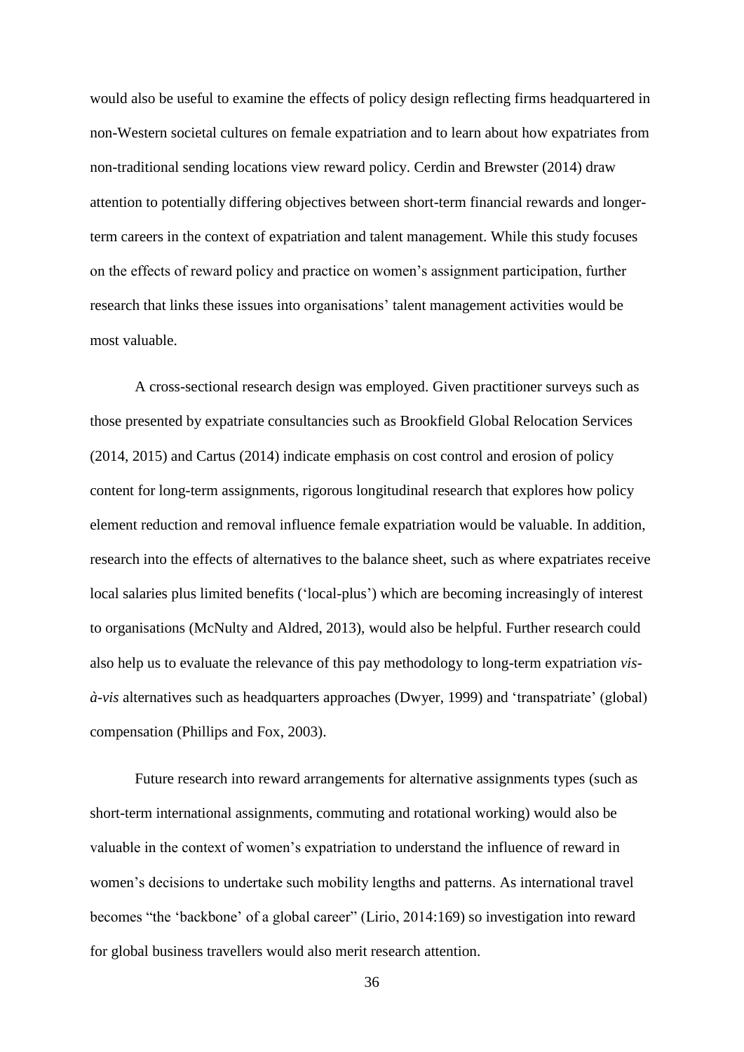would also be useful to examine the effects of policy design reflecting firms headquartered in non-Western societal cultures on female expatriation and to learn about how expatriates from non-traditional sending locations view reward policy. Cerdin and Brewster (2014) draw attention to potentially differing objectives between short-term financial rewards and longer-term careers in the context of expatriation and talent management. While this study focuses on the effects of reward policy and practice on women's assignment participation, further research that links these issues into organisations' talent management activities would be most valuable.

A cross-sectional research design was employed. Given practitioner surveys such as those presented by expatriate consultancies such as Brookfield Global Relocation Services (2014, 2015) and Cartus (2014) indicate emphasis on cost control and erosion of policy content for long-term assignments, rigorous longitudinal research that explores how policy element reduction and removal influence female expatriation would be valuable. In addition, research into the effects of alternatives to the balance sheet, such as where expatriates receive local salaries plus limited benefits ('local-plus') which are becoming increasingly of interest to organisations (McNulty and Aldred, 2013), would also be helpful. Further research could also help us to evaluate the relevance of this pay methodology to long-term expatriation *vis-à-vis* alternatives such as headquarters approaches (Dwyer, 1999) and 'transpatriate' (global) compensation (Phillips and Fox, 2003).

Future research into reward arrangements for alternative assignments types (such as short-term international assignments, commuting and rotational working) would also be valuable in the context of women's expatriation to understand the influence of reward in women's decisions to undertake such mobility lengths and patterns. As international travel becomes "the 'backbone' of a global career" (Lirio, 2014:169) so investigation into reward for global business travellers would also merit research attention.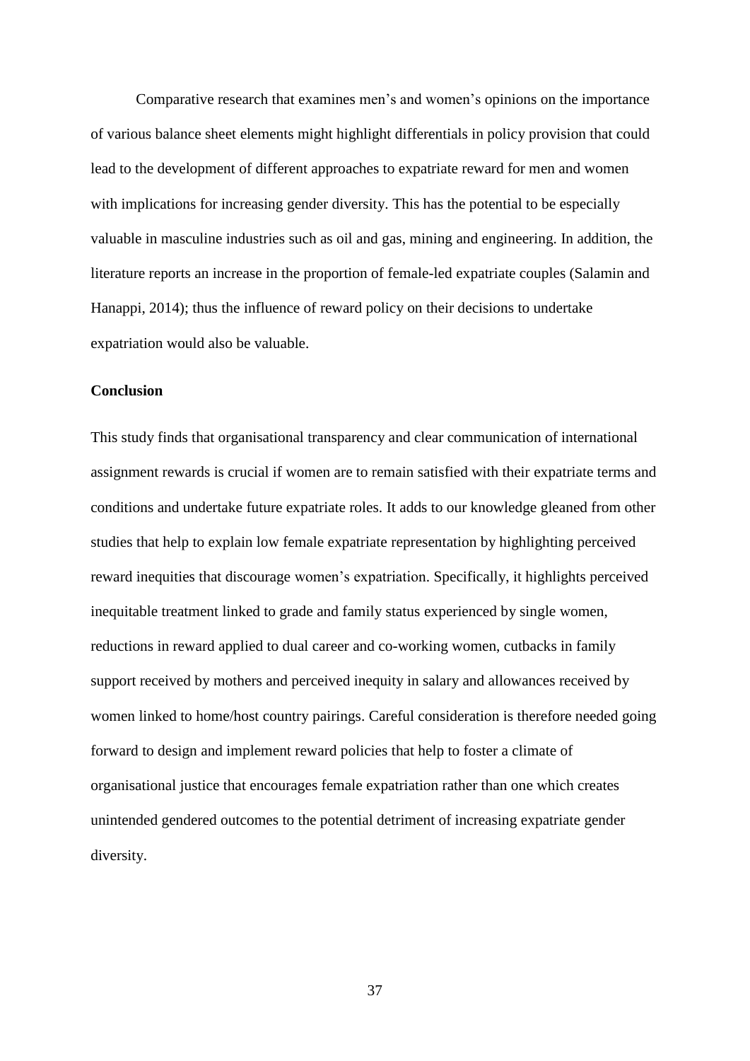Comparative research that examines men's and women's opinions on the importance of various balance sheet elements might highlight differentials in policy provision that could lead to the development of different approaches to expatriate reward for men and women with implications for increasing gender diversity. This has the potential to be especially valuable in masculine industries such as oil and gas, mining and engineering. In addition, the literature reports an increase in the proportion of female-led expatriate couples (Salamin and Hanappi, 2014); thus the influence of reward policy on their decisions to undertake expatriation would also be valuable.

## Conclusion

This study finds that organisational transparency and clear communication of international assignment rewards is crucial if women are to remain satisfied with their expatriate terms and conditions and undertake future expatriate roles. It adds to our knowledge gleaned from other studies that help to explain low female expatriate representation by highlighting perceived reward inequities that discourage women's expatriation. Specifically, it highlights perceived inequitable treatment linked to grade and family status experienced by single women, reductions in reward applied to dual career and co-working women, cutbacks in family support received by mothers and perceived inequity in salary and allowances received by women linked to home/host country pairings. Careful consideration is therefore needed going forward to design and implement reward policies that help to foster a climate of organisational justice that encourages female expatriation rather than one which creates unintended gendered outcomes to the potential detriment of increasing expatriate gender diversity.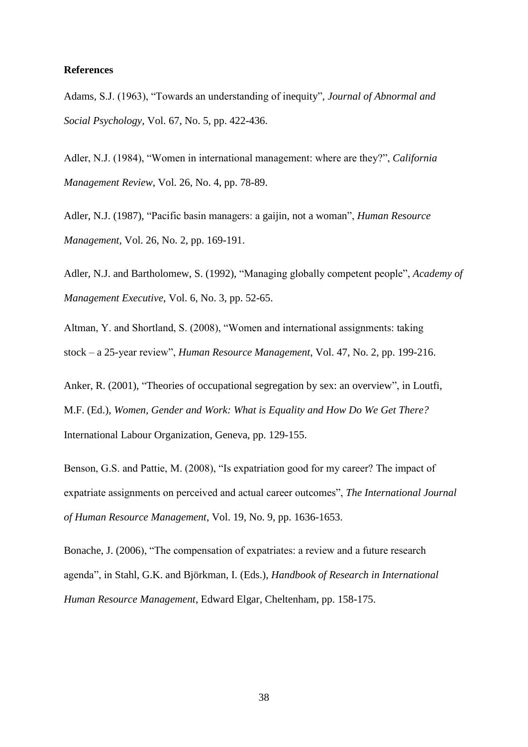**References**

Adams, S.J. (1963), "Towards an understanding of inequity", *Journal of Abnormal and Social Psychology*, Vol. 67, No. 5, pp. 422-436.

Adler, N.J. (1984), "Women in international management: where are they?", *California Management Review*, Vol. 26, No. 4, pp. 78-89.

Adler, N.J. (1987), "Pacific basin managers: a gaijin, not a woman", *Human Resource Management*, Vol. 26, No. 2, pp. 169-191.

Adler, N.J. and Bartholomew, S. (1992), "Managing globally competent people", *Academy of Management Executive*, Vol. 6, No. 3, pp. 52-65.

Altman, Y. and Shortland, S. (2008), "Women and international assignments: taking stock – a 25-year review", *Human Resource Management*, Vol. 47, No. 2, pp. 199-216.

Anker, R. (2001), "Theories of occupational segregation by sex: an overview", in Loutfi, M.F. (Ed.), *Women, Gender and Work: What is Equality and How Do We Get There?* International Labour Organization, Geneva, pp. 129-155.

Benson, G.S. and Pattie, M. (2008), "Is expatriation good for my career? The impact of expatriate assignments on perceived and actual career outcomes", *The International Journal of Human Resource Management*, Vol. 19, No. 9, pp. 1636-1653.

Bonache, J. (2006), "The compensation of expatriates: a review and a future research agenda", in Stahl, G.K. and Björkman, I. (Eds.), *Handbook of Research in International Human Resource Management*, Edward Elgar, Cheltenham, pp. 158-175.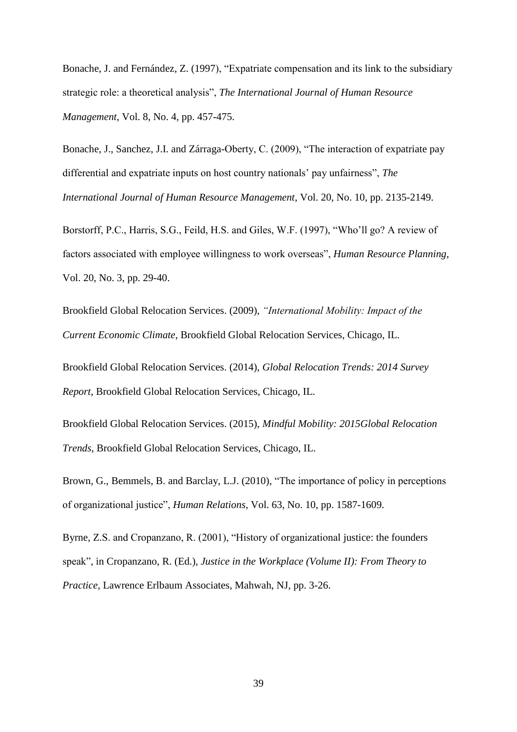Bonache, J. and Fernández, Z. (1997), "Expatriate compensation and its link to the subsidiary strategic role: a theoretical analysis", *The International Journal of Human Resource Management*, Vol. 8, No. 4, pp. 457-475.

Bonache, J., Sanchez, J.I. and Zárraga-Oberty, C. (2009), "The interaction of expatriate pay differential and expatriate inputs on host country nationals' pay unfairness", *The International Journal of Human Resource Management*, Vol. 20, No. 10, pp. 2135-2149.

Borstorff, P.C., Harris, S.G., Feild, H.S. and Giles, W.F. (1997), "Who'll go? A review of factors associated with employee willingness to work overseas", *Human Resource Planning*, Vol. 20, No. 3, pp. 29-40.

Brookfield Global Relocation Services. (2009), *"International Mobility: Impact of the Current Economic Climate*, Brookfield Global Relocation Services, Chicago, IL.

Brookfield Global Relocation Services. (2014), *Global Relocation Trends: 2014 Survey Report*, Brookfield Global Relocation Services, Chicago, IL.

Brookfield Global Relocation Services. (2015), *Mindful Mobility: 2015Global Relocation Trends*, Brookfield Global Relocation Services, Chicago, IL.

Brown, G., Bemmels, B. and Barclay, L.J. (2010), "The importance of policy in perceptions of organizational justice", *Human Relations,* Vol. 63, No. 10, pp. 1587-1609.

Byrne, Z.S. and Cropanzano, R. (2001), "History of organizational justice: the founders speak", in Cropanzano, R. (Ed.), *Justice in the Workplace (Volume II): From Theory to Practice*, Lawrence Erlbaum Associates, Mahwah, NJ, pp. 3-26.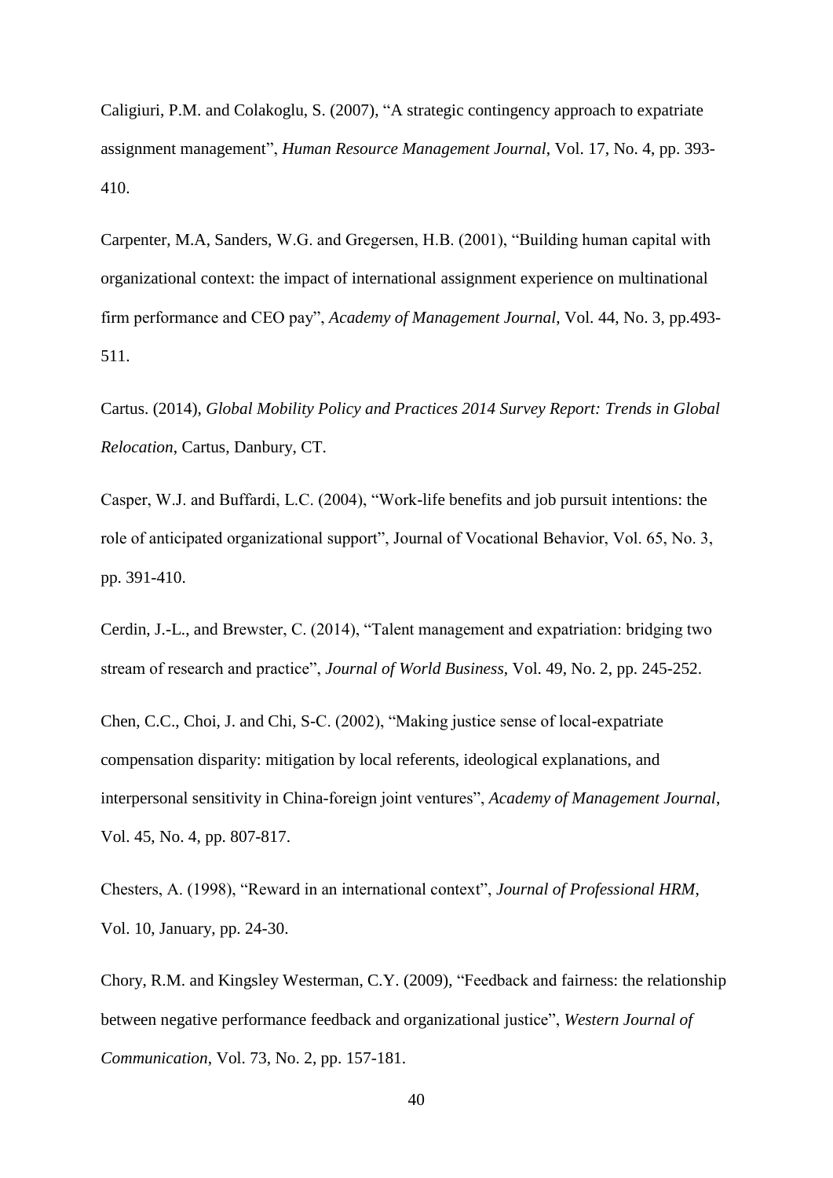Caligiuri, P.M. and Colakoglu, S. (2007), "A strategic contingency approach to expatriate assignment management", *Human Resource Management Journal*, Vol. 17, No. 4, pp. 393-410.

Carpenter, M.A, Sanders, W.G. and Gregersen, H.B. (2001), "Building human capital with organizational context: the impact of international assignment experience on multinational firm performance and CEO pay", *Academy of Management Journal*, Vol. 44, No. 3, pp.493-511.

Cartus. (2014), *Global Mobility Policy and Practices 2014 Survey Report: Trends in Global Relocation*, Cartus, Danbury, CT.

Casper, W.J. and Buffardi, L.C. (2004), "Work-life benefits and job pursuit intentions: the role of anticipated organizational support", Journal of Vocational Behavior, Vol. 65, No. 3, pp. 391-410.

Cerdin, J.-L., and Brewster, C. (2014), "Talent management and expatriation: bridging two stream of research and practice", *Journal of World Business*, Vol. 49, No. 2, pp. 245-252.

Chen, C.C., Choi, J. and Chi, S-C. (2002), "Making justice sense of local-expatriate compensation disparity: mitigation by local referents, ideological explanations, and interpersonal sensitivity in China-foreign joint ventures", *Academy of Management Journal*, Vol. 45, No. 4, pp. 807-817.

Chesters, A. (1998), "Reward in an international context", *Journal of Professional HRM*, Vol. 10, January, pp. 24-30.

Chory, R.M. and Kingsley Westerman, C.Y. (2009), "Feedback and fairness: the relationship between negative performance feedback and organizational justice", *Western Journal of Communication*, Vol. 73, No. 2, pp. 157-181.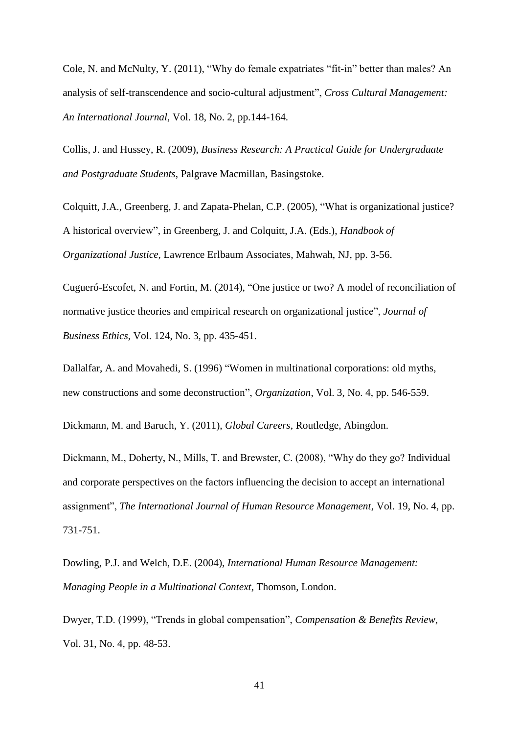Cole, N. and McNulty, Y. (2011), “Why do female expatriates “fit-in” better than males? An analysis of self-transcendence and socio-cultural adjustment”, *Cross Cultural Management: An International Journal*, Vol. 18, No. 2, pp.144-164.

Collis, J. and Hussey, R. (2009), *Business Research: A Practical Guide for Undergraduate and Postgraduate Students*, Palgrave Macmillan, Basingstoke.

Colquitt, J.A., Greenberg, J. and Zapata-Phelan, C.P. (2005), “What is organizational justice? A historical overview”, in Greenberg, J. and Colquitt, J.A. (Eds.), *Handbook of Organizational Justice*, Lawrence Erlbaum Associates, Mahwah, NJ, pp. 3-56.

Cugueró-Escofet, N. and Fortin, M. (2014), “One justice or two? A model of reconciliation of normative justice theories and empirical research on organizational justice”, *Journal of Business Ethics*, Vol. 124, No. 3, pp. 435-451.

Dallalfar, A. and Movahedi, S. (1996) “Women in multinational corporations: old myths, new constructions and some deconstruction”, *Organization*, Vol. 3, No. 4, pp. 546-559.

Dickmann, M. and Baruch, Y. (2011), *Global Careers*, Routledge, Abingdon.

Dickmann, M., Doherty, N., Mills, T. and Brewster, C. (2008), “Why do they go? Individual and corporate perspectives on the factors influencing the decision to accept an international assignment”, *The International Journal of Human Resource Management*, Vol. 19, No. 4, pp. 731-751.

Dowling, P.J. and Welch, D.E. (2004), *International Human Resource Management: Managing People in a Multinational Context*, Thomson, London.

Dwyer, T.D. (1999), “Trends in global compensation”, *Compensation & Benefits Review*, Vol. 31, No. 4, pp. 48-53.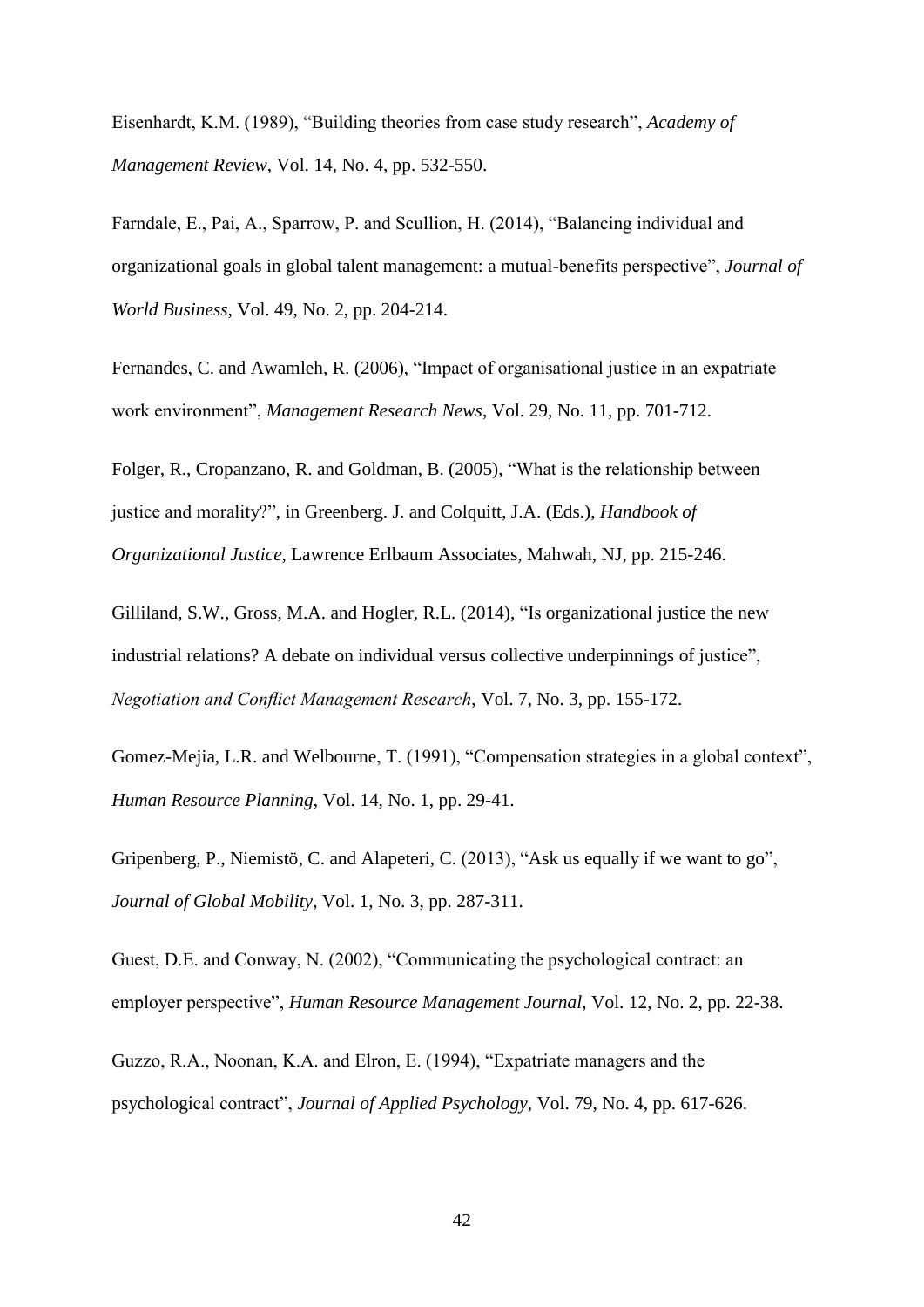Eisenhardt, K.M. (1989), "Building theories from case study research", *Academy of Management Review*, Vol. 14, No. 4, pp. 532-550.

Farndale, E., Pai, A., Sparrow, P. and Scullion, H. (2014), "Balancing individual and organizational goals in global talent management: a mutual-benefits perspective", *Journal of World Business*, Vol. 49, No. 2, pp. 204-214.

Fernandes, C. and Awamleh, R. (2006), "Impact of organisational justice in an expatriate work environment", *Management Research News*, Vol. 29, No. 11, pp. 701-712.

Folger, R., Cropanzano, R. and Goldman, B. (2005), "What is the relationship between justice and morality?", in Greenberg. J. and Colquitt, J.A. (Eds.), *Handbook of Organizational Justice*, Lawrence Erlbaum Associates, Mahwah, NJ, pp. 215-246.

Gilliland, S.W., Gross, M.A. and Hogler, R.L. (2014), "Is organizational justice the new industrial relations? A debate on individual versus collective underpinnings of justice", *Negotiation and Conflict Management Research*, Vol. 7, No. 3, pp. 155-172.

Gomez-Mejia, L.R. and Welbourne, T. (1991), "Compensation strategies in a global context", *Human Resource Planning*, Vol. 14, No. 1, pp. 29-41.

Gripenberg, P., Niemistö, C. and Alapeteri, C. (2013), "Ask us equally if we want to go", *Journal of Global Mobility*, Vol. 1, No. 3, pp. 287-311.

Guest, D.E. and Conway, N. (2002), "Communicating the psychological contract: an employer perspective", *Human Resource Management Journal*, Vol. 12, No. 2, pp. 22-38.

Guzzo, R.A., Noonan, K.A. and Elron, E. (1994), "Expatriate managers and the psychological contract", *Journal of Applied Psychology*, Vol. 79, No. 4, pp. 617-626.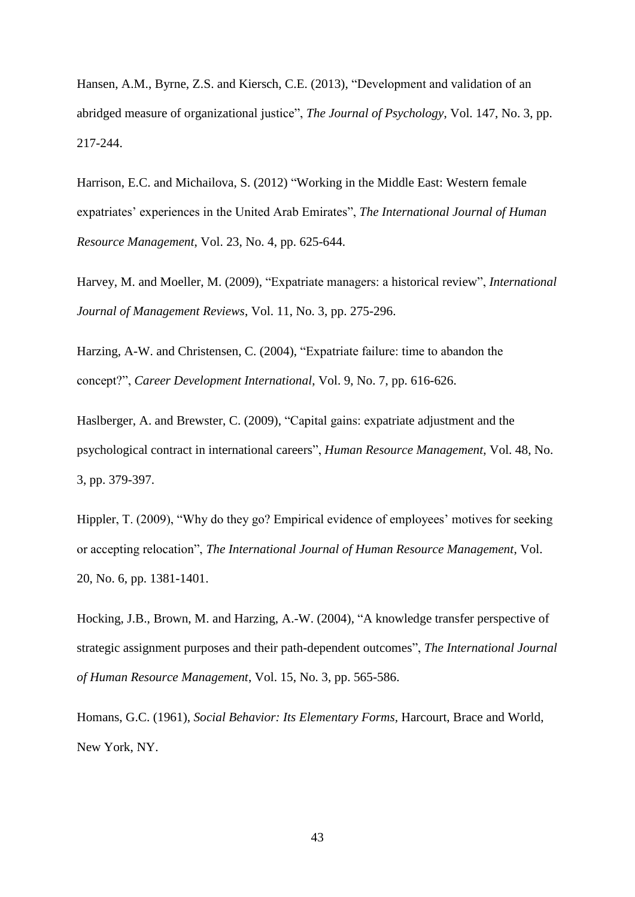Hansen, A.M., Byrne, Z.S. and Kiersch, C.E. (2013), "Development and validation of an abridged measure of organizational justice", *The Journal of Psychology*, Vol. 147, No. 3, pp. 217-244.

Harrison, E.C. and Michailova, S. (2012) "Working in the Middle East: Western female expatriates' experiences in the United Arab Emirates", *The International Journal of Human Resource Management*, Vol. 23, No. 4, pp. 625-644.

Harvey, M. and Moeller, M. (2009), "Expatriate managers: a historical review", *International Journal of Management Reviews*, Vol. 11, No. 3, pp. 275-296.

Harzing, A-W. and Christensen, C. (2004), "Expatriate failure: time to abandon the concept?", *Career Development International*, Vol. 9, No. 7, pp. 616-626.

Haslberger, A. and Brewster, C. (2009), "Capital gains: expatriate adjustment and the psychological contract in international careers", *Human Resource Management*, Vol. 48, No. 3, pp. 379-397.

Hippler, T. (2009), "Why do they go? Empirical evidence of employees' motives for seeking or accepting relocation", *The International Journal of Human Resource Management*, Vol. 20, No. 6, pp. 1381-1401.

Hocking, J.B., Brown, M. and Harzing, A.-W. (2004), "A knowledge transfer perspective of strategic assignment purposes and their path-dependent outcomes", *The International Journal of Human Resource Management*, Vol. 15, No. 3, pp. 565-586.

Homans, G.C. (1961), *Social Behavior: Its Elementary Forms*, Harcourt, Brace and World, New York, NY.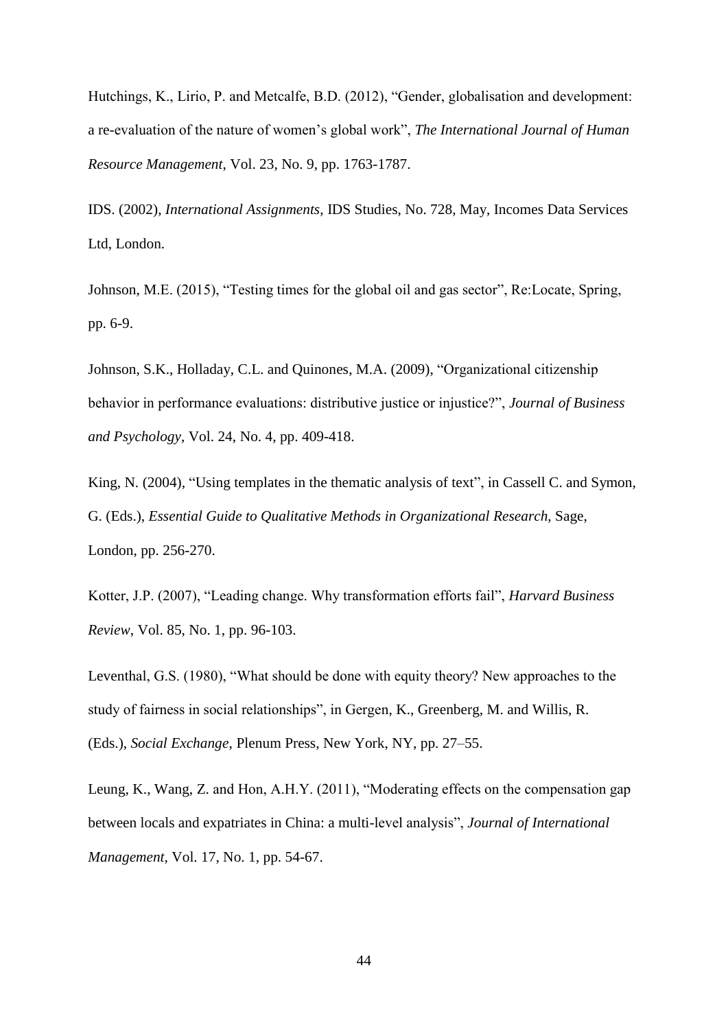Hutchings, K., Lirio, P. and Metcalfe, B.D. (2012), “Gender, globalisation and development: a re-evaluation of the nature of women’s global work”, *The International Journal of Human Resource Management*, Vol. 23, No. 9, pp. 1763-1787.

IDS. (2002), *International Assignments*, IDS Studies, No. 728, May, Incomes Data Services Ltd, London.

Johnson, M.E. (2015), “Testing times for the global oil and gas sector”, Re:Locate, Spring, pp. 6-9.

Johnson, S.K., Holladay, C.L. and Quinones, M.A. (2009), “Organizational citizenship behavior in performance evaluations: distributive justice or injustice?”, *Journal of Business and Psychology*, Vol. 24, No. 4, pp. 409-418.

King, N. (2004), “Using templates in the thematic analysis of text”, in Cassell C. and Symon, G. (Eds.), *Essential Guide to Qualitative Methods in Organizational Research*, Sage, London, pp. 256-270.

Kotter, J.P. (2007), “Leading change. Why transformation efforts fail”, *Harvard Business Review*, Vol. 85, No. 1, pp. 96-103.

Leventhal, G.S. (1980), “What should be done with equity theory? New approaches to the study of fairness in social relationships”, in Gergen, K., Greenberg, M. and Willis, R. (Eds.), *Social Exchange*, Plenum Press, New York, NY, pp. 27–55.

Leung, K., Wang, Z. and Hon, A.H.Y. (2011), “Moderating effects on the compensation gap between locals and expatriates in China: a multi-level analysis”, *Journal of International Management*, Vol. 17, No. 1, pp. 54-67.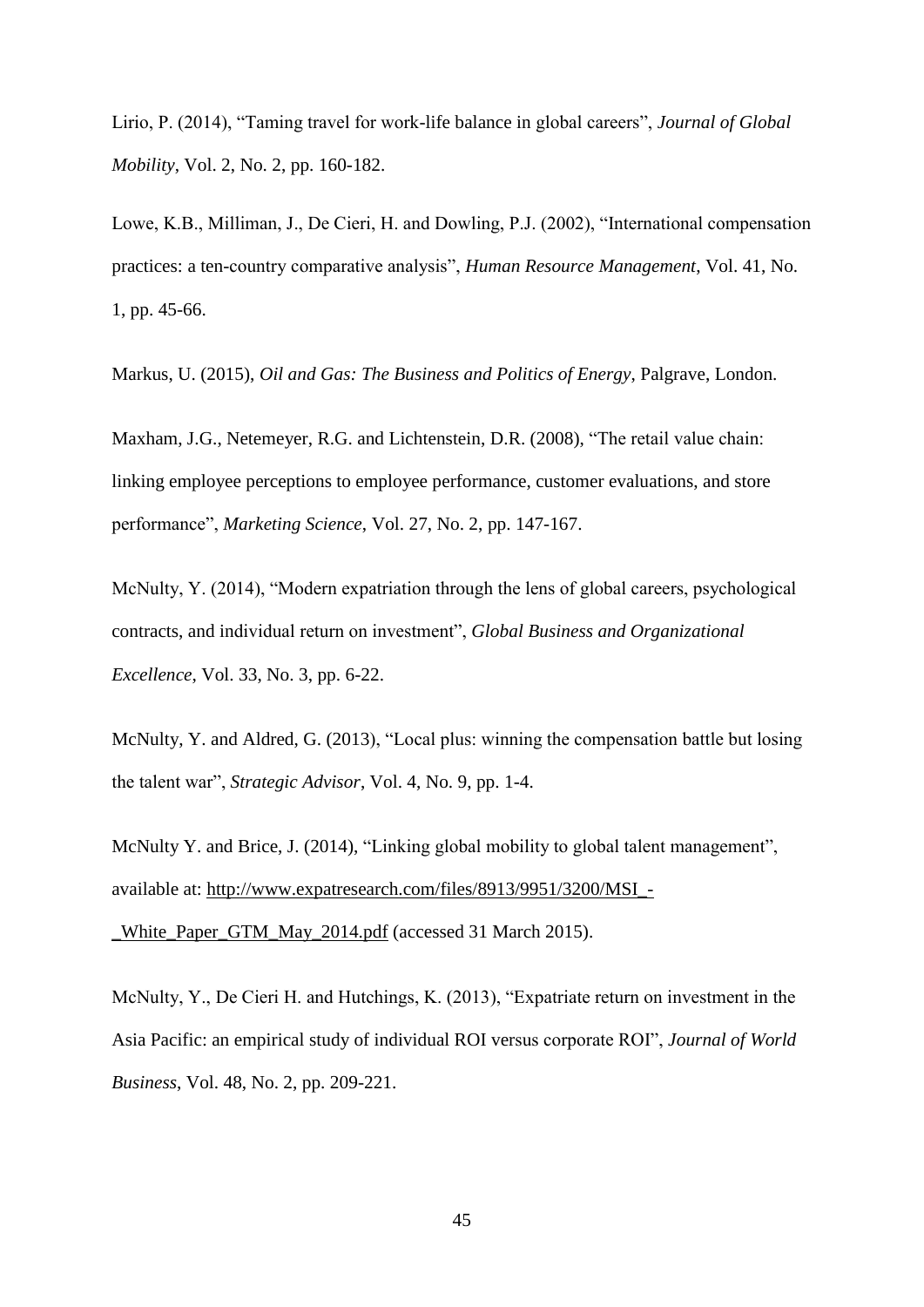Lirio, P. (2014), "Taming travel for work-life balance in global careers", *Journal of Global Mobility*, Vol. 2, No. 2, pp. 160-182.

Lowe, K.B., Milliman, J., De Cieri, H. and Dowling, P.J. (2002), "International compensation practices: a ten-country comparative analysis", *Human Resource Management*, Vol. 41, No. 1, pp. 45-66.

Markus, U. (2015), *Oil and Gas: The Business and Politics of Energy*, Palgrave, London.

Maxham, J.G., Netemeyer, R.G. and Lichtenstein, D.R. (2008), "The retail value chain: linking employee perceptions to employee performance, customer evaluations, and store performance", *Marketing Science*, Vol. 27, No. 2, pp. 147-167.

McNulty, Y. (2014), "Modern expatriation through the lens of global careers, psychological contracts, and individual return on investment", *Global Business and Organizational Excellence*, Vol. 33, No. 3, pp. 6-22.

McNulty, Y. and Aldred, G. (2013), "Local plus: winning the compensation battle but losing the talent war", *Strategic Advisor*, Vol. 4, No. 9, pp. 1-4.

McNulty Y. and Brice, J. (2014), "Linking global mobility to global talent management", available at: http://www.expatresearch.com/files/8913/9951/3200/MSI_-_White_Paper_GTM_May_2014.pdf (accessed 31 March 2015).

McNulty, Y., De Cieri H. and Hutchings, K. (2013), "Expatriate return on investment in the Asia Pacific: an empirical study of individual ROI versus corporate ROI", *Journal of World Business*, Vol. 48, No. 2, pp. 209-221.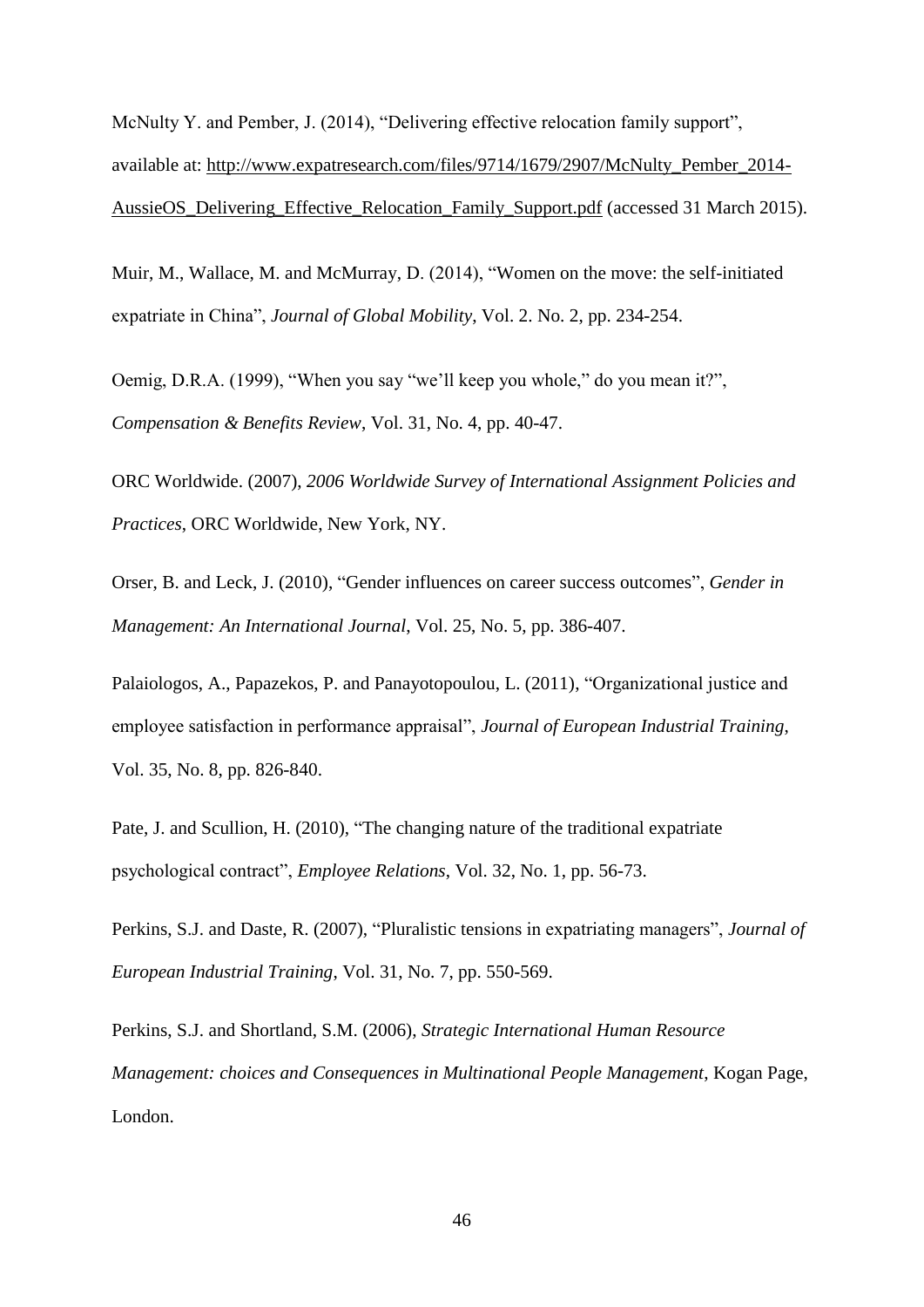McNulty Y. and Pember, J. (2014), "Delivering effective relocation family support", available at: http://www.expatresearch.com/files/9714/1679/2907/McNulty_Pember_2014-AussieOS_Delivering_Effective_Relocation_Family_Support.pdf (accessed 31 March 2015).

Muir, M., Wallace, M. and McMurray, D. (2014), "Women on the move: the self-initiated expatriate in China", *Journal of Global Mobility*, Vol. 2. No. 2, pp. 234-254.

Oemig, D.R.A. (1999), "When you say "we'll keep you whole," do you mean it?", *Compensation & Benefits Review*, Vol. 31, No. 4, pp. 40-47.

ORC Worldwide. (2007), *2006 Worldwide Survey of International Assignment Policies and Practices*, ORC Worldwide, New York, NY.

Orser, B. and Leck, J. (2010), "Gender influences on career success outcomes", *Gender in Management: An International Journal*, Vol. 25, No. 5, pp. 386-407.

Palaiologos, A., Papazekos, P. and Panayotopoulou, L. (2011), "Organizational justice and employee satisfaction in performance appraisal", *Journal of European Industrial Training*, Vol. 35, No. 8, pp. 826-840.

Pate, J. and Scullion, H. (2010), "The changing nature of the traditional expatriate psychological contract", *Employee Relations*, Vol. 32, No. 1, pp. 56-73.

Perkins, S.J. and Daste, R. (2007), "Pluralistic tensions in expatriating managers", *Journal of European Industrial Training*, Vol. 31, No. 7, pp. 550-569.

Perkins, S.J. and Shortland, S.M. (2006), *Strategic International Human Resource Management: choices and Consequences in Multinational People Management*, Kogan Page, London.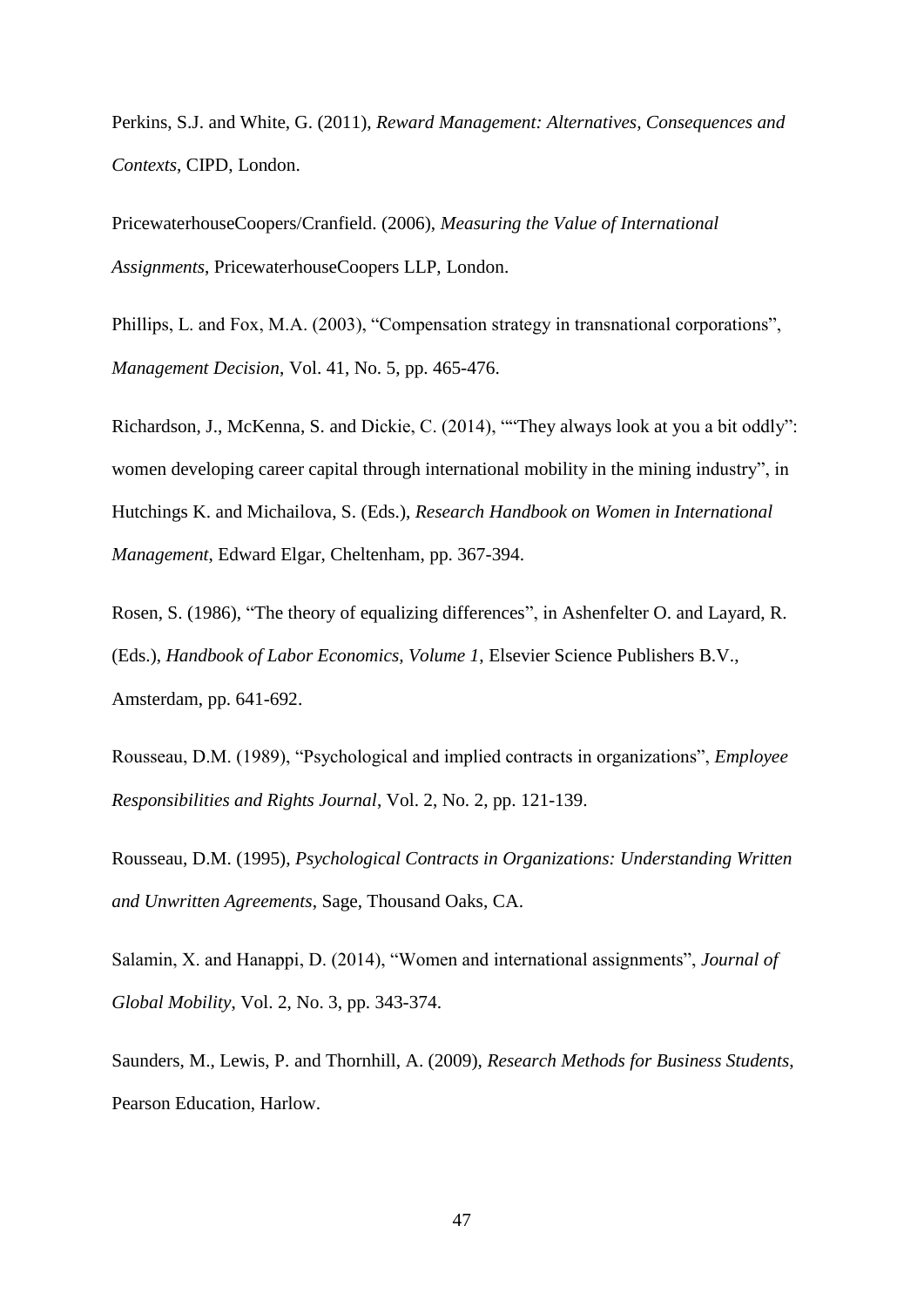Perkins, S.J. and White, G. (2011), *Reward Management: Alternatives, Consequences and Contexts*, CIPD, London.

PricewaterhouseCoopers/Cranfield. (2006), *Measuring the Value of International Assignments*, PricewaterhouseCoopers LLP, London.

Phillips, L. and Fox, M.A. (2003), "Compensation strategy in transnational corporations", *Management Decision*, Vol. 41, No. 5, pp. 465-476.

Richardson, J., McKenna, S. and Dickie, C. (2014), ""They always look at you a bit oddly": women developing career capital through international mobility in the mining industry", in Hutchings K. and Michailova, S. (Eds.), *Research Handbook on Women in International Management*, Edward Elgar, Cheltenham, pp. 367-394.

Rosen, S. (1986), "The theory of equalizing differences", in Ashenfelter O. and Layard, R. (Eds.), *Handbook of Labor Economics, Volume 1*, Elsevier Science Publishers B.V., Amsterdam, pp. 641-692.

Rousseau, D.M. (1989), "Psychological and implied contracts in organizations", *Employee Responsibilities and Rights Journal*, Vol. 2, No. 2, pp. 121-139.

Rousseau, D.M. (1995), *Psychological Contracts in Organizations: Understanding Written and Unwritten Agreements*, Sage, Thousand Oaks, CA.

Salamin, X. and Hanappi, D. (2014), "Women and international assignments", *Journal of Global Mobility*, Vol. 2, No. 3, pp. 343-374.

Saunders, M., Lewis, P. and Thornhill, A. (2009), *Research Methods for Business Students*, Pearson Education, Harlow.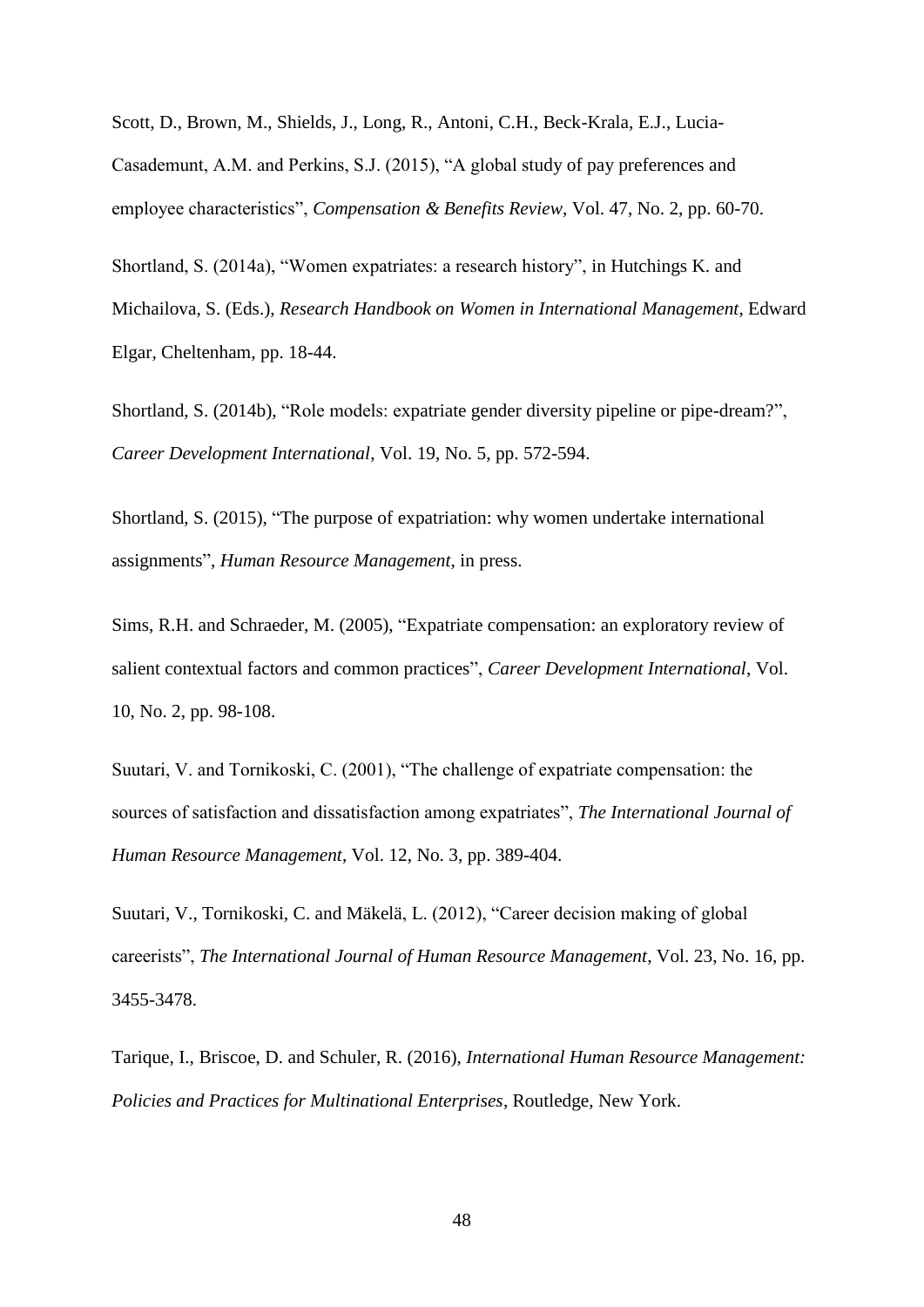Scott, D., Brown, M., Shields, J., Long, R., Antoni, C.H., Beck-Krala, E.J., Lucia-Casademunt, A.M. and Perkins, S.J. (2015), "A global study of pay preferences and employee characteristics", *Compensation & Benefits Review*, Vol. 47, No. 2, pp. 60-70.

Shortland, S. (2014a), "Women expatriates: a research history", in Hutchings K. and Michailova, S. (Eds.), *Research Handbook on Women in International Management*, Edward Elgar, Cheltenham, pp. 18-44.

Shortland, S. (2014b), "Role models: expatriate gender diversity pipeline or pipe-dream?", *Career Development International*, Vol. 19, No. 5, pp. 572-594.

Shortland, S. (2015), "The purpose of expatriation: why women undertake international assignments", *Human Resource Management*, in press.

Sims, R.H. and Schraeder, M. (2005), "Expatriate compensation: an exploratory review of salient contextual factors and common practices", *Career Development International*, Vol. 10, No. 2, pp. 98-108.

Suutari, V. and Tornikoski, C. (2001), "The challenge of expatriate compensation: the sources of satisfaction and dissatisfaction among expatriates", *The International Journal of Human Resource Management*, Vol. 12, No. 3, pp. 389-404.

Suutari, V., Tornikoski, C. and Mäkelä, L. (2012), "Career decision making of global careerists", *The International Journal of Human Resource Management*, Vol. 23, No. 16, pp. 3455-3478.

Tarique, I., Briscoe, D. and Schuler, R. (2016), *International Human Resource Management: Policies and Practices for Multinational Enterprises*, Routledge, New York.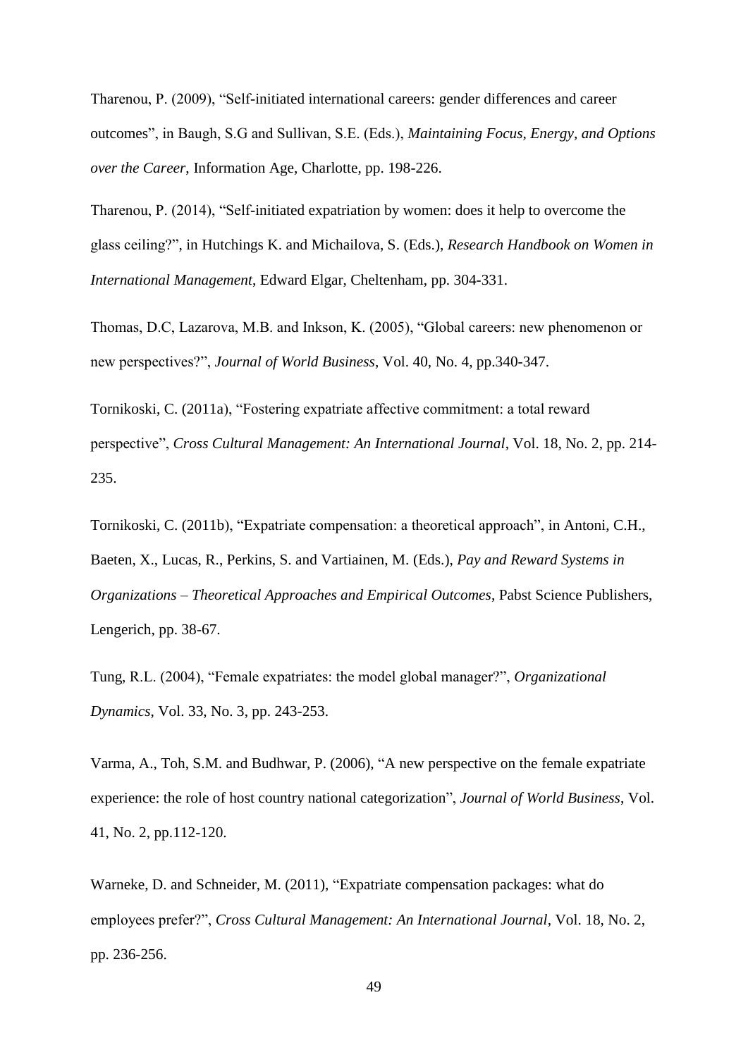Tharenou, P. (2009), “Self-initiated international careers: gender differences and career outcomes”, in Baugh, S.G and Sullivan, S.E. (Eds.), *Maintaining Focus, Energy, and Options over the Career*, Information Age, Charlotte, pp. 198-226.

Tharenou, P. (2014), “Self-initiated expatriation by women: does it help to overcome the glass ceiling?”, in Hutchings K. and Michailova, S. (Eds.), *Research Handbook on Women in International Management*, Edward Elgar, Cheltenham, pp. 304-331.

Thomas, D.C, Lazarova, M.B. and Inkson, K. (2005), “Global careers: new phenomenon or new perspectives?”, *Journal of World Business*, Vol. 40, No. 4, pp.340-347.

Tornikoski, C. (2011a), “Fostering expatriate affective commitment: a total reward perspective”, *Cross Cultural Management: An International Journal*, Vol. 18, No. 2, pp. 214-235.

Tornikoski, C. (2011b), “Expatriate compensation: a theoretical approach”, in Antoni, C.H., Baeten, X., Lucas, R., Perkins, S. and Vartiainen, M. (Eds.), *Pay and Reward Systems in Organizations – Theoretical Approaches and Empirical Outcomes*, Pabst Science Publishers, Lengerich, pp. 38-67.

Tung, R.L. (2004), “Female expatriates: the model global manager?”, *Organizational Dynamics*, Vol. 33, No. 3, pp. 243-253.

Varma, A., Toh, S.M. and Budhwar, P. (2006), “A new perspective on the female expatriate experience: the role of host country national categorization”, *Journal of World Business*, Vol. 41, No. 2, pp.112-120.

Warneke, D. and Schneider, M. (2011), “Expatriate compensation packages: what do employees prefer?”, *Cross Cultural Management: An International Journal*, Vol. 18, No. 2, pp. 236-256.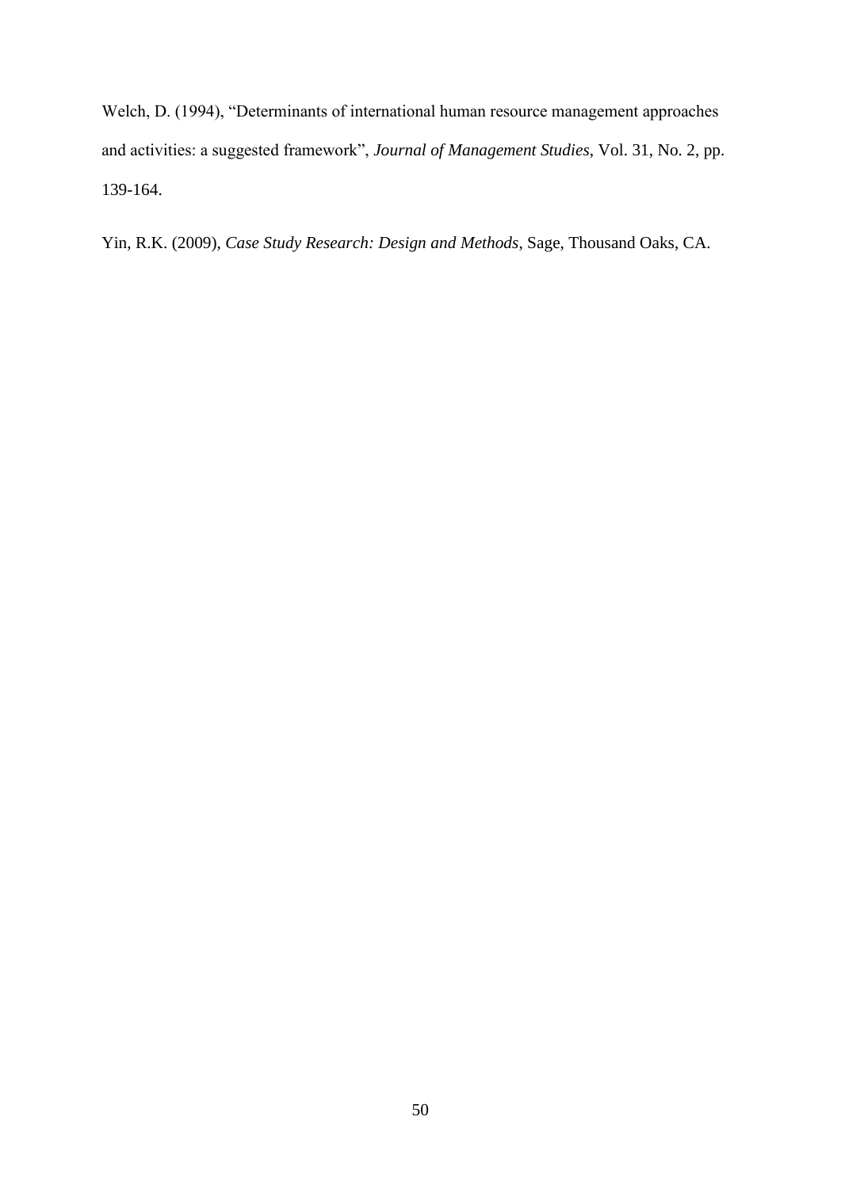Welch, D. (1994), “Determinants of international human resource management approaches and activities: a suggested framework”, *Journal of Management Studies*, Vol. 31, No. 2, pp. 139-164.

Yin, R.K. (2009), *Case Study Research: Design and Methods*, Sage, Thousand Oaks, CA.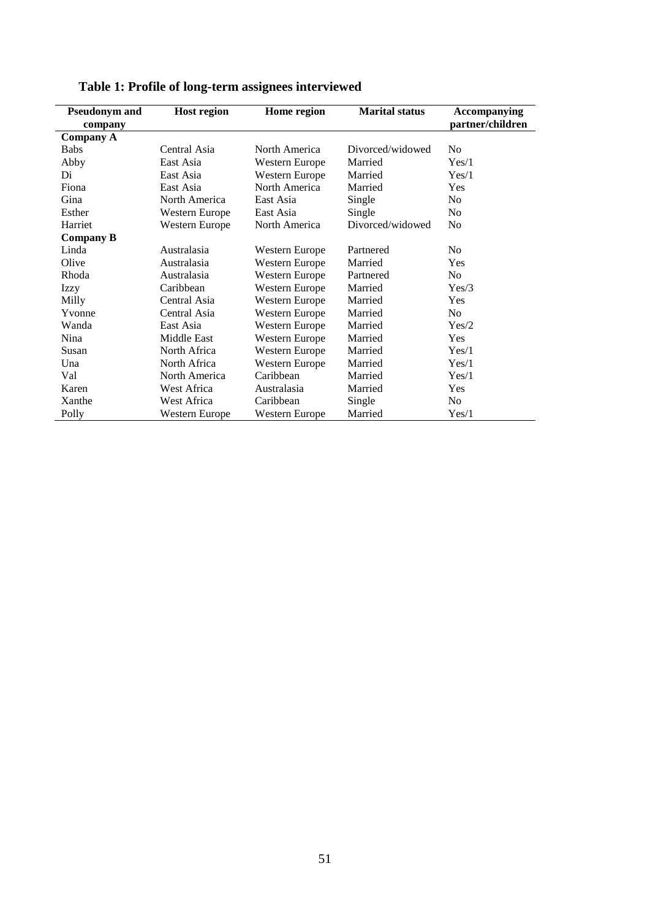**Table 1: Profile of long-term assignees interviewed**

| Pseudonym and company | Host region | Home region | Marital status | Accompanying partner/children |
|---|---|---|---|---|
| **Company A** | | | | |
| Babs | Central Asia | North America | Divorced/widowed | No |
| Abby | East Asia | Western Europe | Married | Yes/1 |
| Di | East Asia | Western Europe | Married | Yes/1 |
| Fiona | East Asia | North America | Married | Yes |
| Gina | North America | East Asia | Single | No |
| Esther | Western Europe | East Asia | Single | No |
| Harriet | Western Europe | North America | Divorced/widowed | No |
| **Company B** | | | | |
| Linda | Australasia | Western Europe | Partnered | No |
| Olive | Australasia | Western Europe | Married | Yes |
| Rhoda | Australasia | Western Europe | Partnered | No |
| Izzy | Caribbean | Western Europe | Married | Yes/3 |
| Milly | Central Asia | Western Europe | Married | Yes |
| Yvonne | Central Asia | Western Europe | Married | No |
| Wanda | East Asia | Western Europe | Married | Yes/2 |
| Nina | Middle East | Western Europe | Married | Yes |
| Susan | North Africa | Western Europe | Married | Yes/1 |
| Una | North Africa | Western Europe | Married | Yes/1 |
| Val | North America | Caribbean | Married | Yes/1 |
| Karen | West Africa | Australasia | Married | Yes |
| Xanthe | West Africa | Caribbean | Single | No |
| Polly | Western Europe | Western Europe | Married | Yes/1 |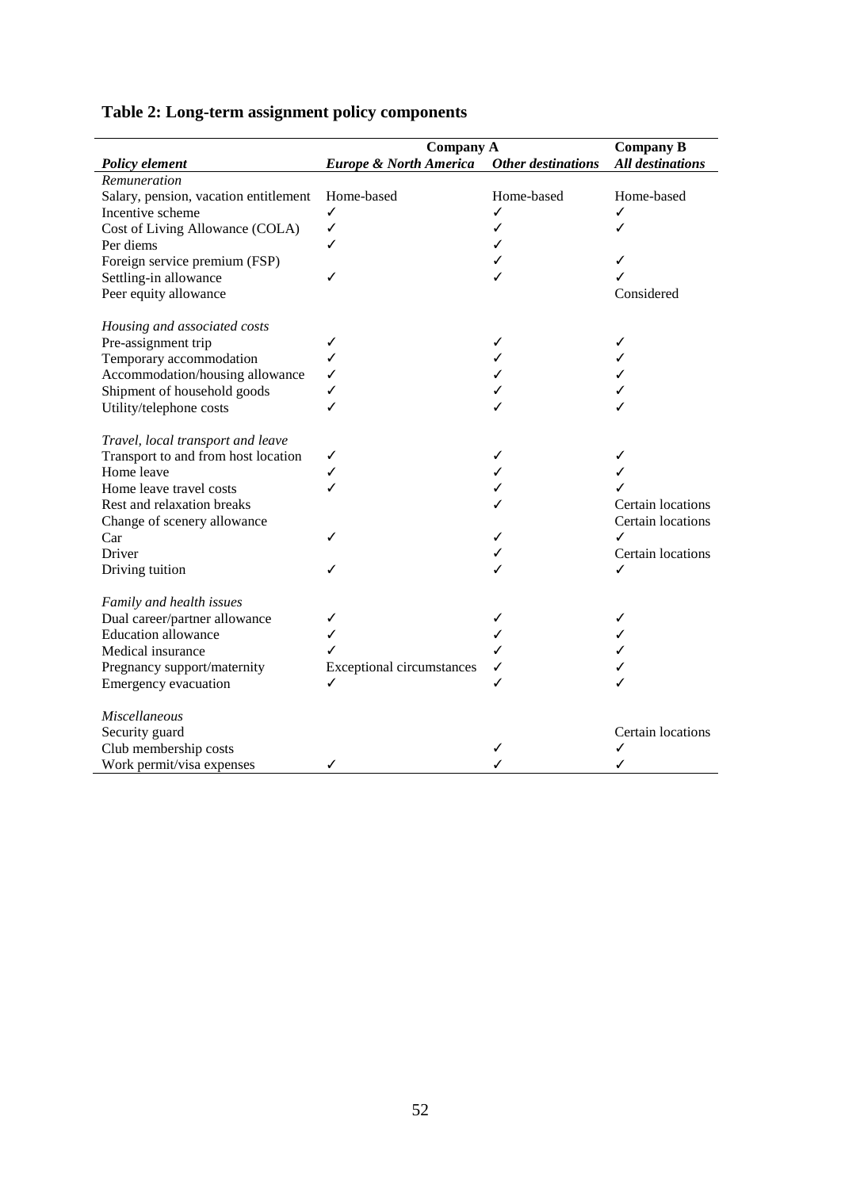**Table 2: Long-term assignment policy components**

| *Policy element* | Company A<br>*Europe & North America* | <br>*Other destinations* | Company B<br>*All destinations* |
|---|---|---|---|
| *Remuneration* | | | |
| Salary, pension, vacation entitlement | Home-based | Home-based | Home-based |
| Incentive scheme | ✓ | ✓ | ✓ |
| Cost of Living Allowance (COLA) | ✓ | ✓ | ✓ |
| Per diems | ✓ | ✓ | |
| Foreign service premium (FSP) | | ✓ | ✓ |
| Settling-in allowance | ✓ | ✓ | ✓ |
| Peer equity allowance | | | Considered |
| *Housing and associated costs* | | | |
| Pre-assignment trip | ✓ | ✓ | ✓ |
| Temporary accommodation | ✓ | ✓ | ✓ |
| Accommodation/housing allowance | ✓ | ✓ | ✓ |
| Shipment of household goods | ✓ | ✓ | ✓ |
| Utility/telephone costs | ✓ | ✓ | ✓ |
| *Travel, local transport and leave* | | | |
| Transport to and from host location | ✓ | ✓ | ✓ |
| Home leave | ✓ | ✓ | ✓ |
| Home leave travel costs | ✓ | ✓ | ✓ |
| Rest and relaxation breaks | | ✓ | Certain locations |
| Change of scenery allowance | | | Certain locations |
| Car | ✓ | ✓ | ✓ |
| Driver | | ✓ | Certain locations |
| Driving tuition | ✓ | ✓ | ✓ |
| *Family and health issues* | | | |
| Dual career/partner allowance | ✓ | ✓ | ✓ |
| Education allowance | ✓ | ✓ | ✓ |
| Medical insurance | ✓ | ✓ | ✓ |
| Pregnancy support/maternity | Exceptional circumstances | ✓ | ✓ |
| Emergency evacuation | ✓ | ✓ | ✓ |
| *Miscellaneous* | | | |
| Security guard | | | Certain locations |
| Club membership costs | | ✓ | ✓ |
| Work permit/visa expenses | ✓ | ✓ | ✓ |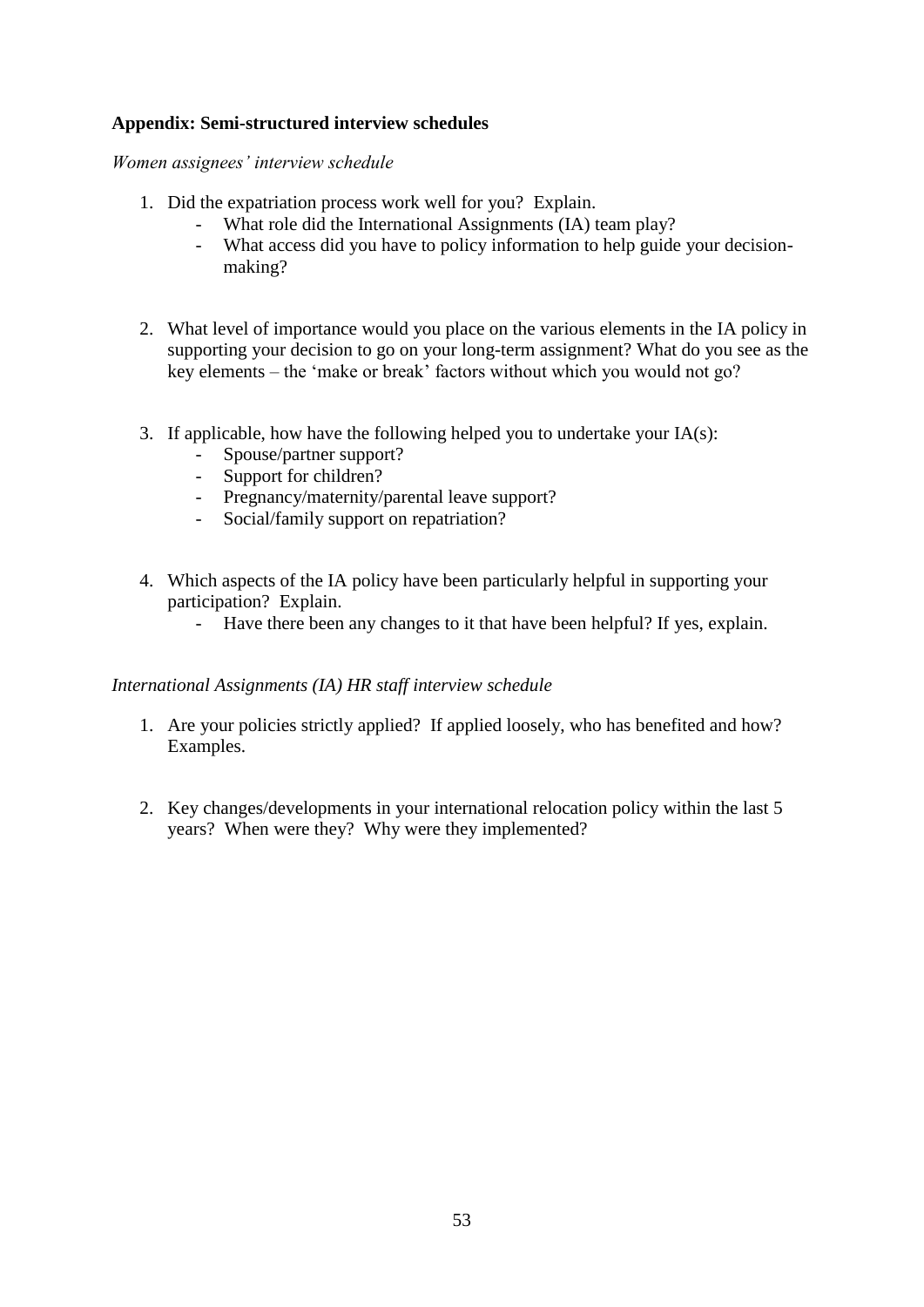**Appendix: Semi-structured interview schedules**

*Women assignees' interview schedule*

1. Did the expatriation process work well for you? Explain.
   - What role did the International Assignments (IA) team play?
   - What access did you have to policy information to help guide your decision-making?

2. What level of importance would you place on the various elements in the IA policy in supporting your decision to go on your long-term assignment? What do you see as the key elements – the 'make or break' factors without which you would not go?

3. If applicable, how have the following helped you to undertake your IA(s):
   - Spouse/partner support?
   - Support for children?
   - Pregnancy/maternity/parental leave support?
   - Social/family support on repatriation?

4. Which aspects of the IA policy have been particularly helpful in supporting your participation? Explain.
   - Have there been any changes to it that have been helpful? If yes, explain.

*International Assignments (IA) HR staff interview schedule*

1. Are your policies strictly applied? If applied loosely, who has benefited and how? Examples.

2. Key changes/developments in your international relocation policy within the last 5 years? When were they? Why were they implemented?